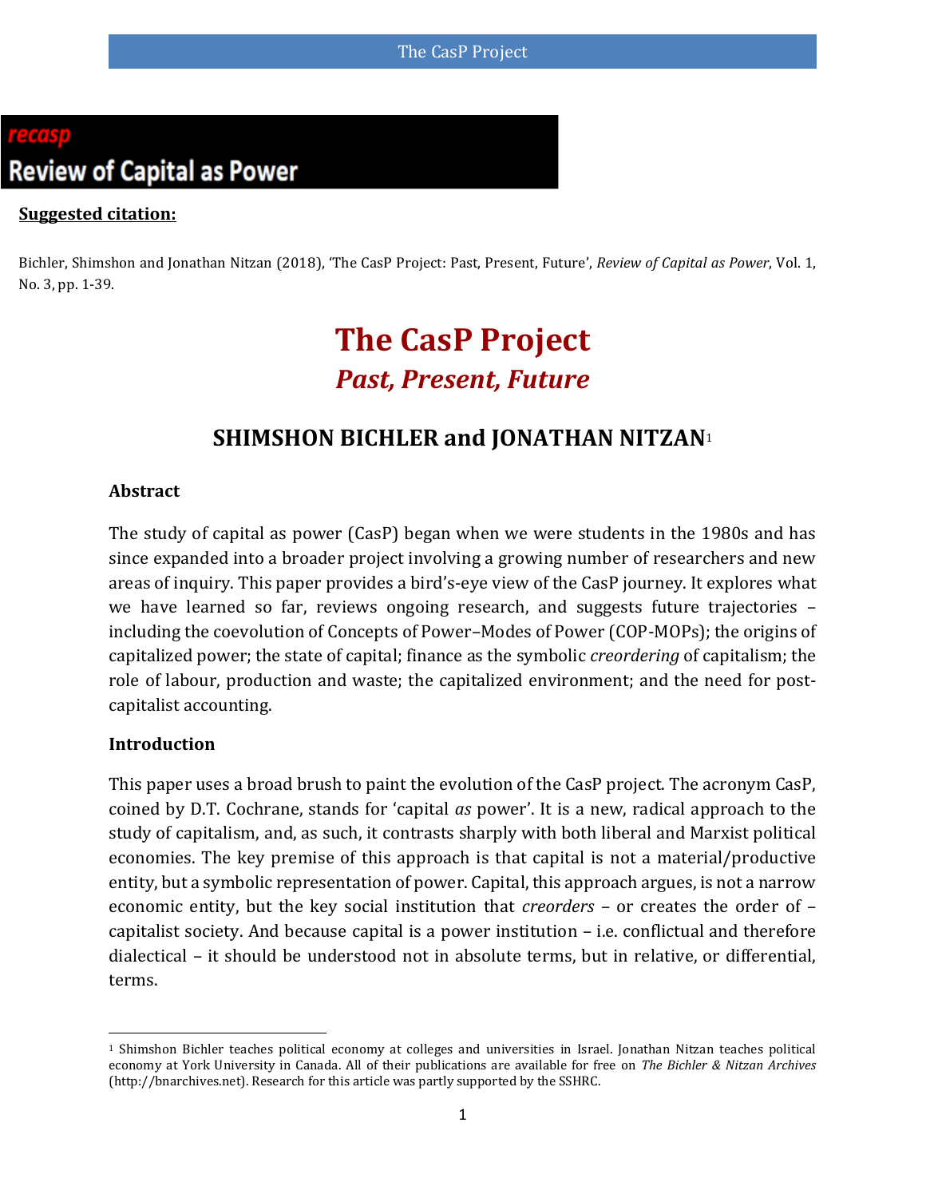**recasp**

**Review of Capital as Power**

**Suggested citation:**

Bichler, Shimshon and Jonathan Nitzan (2018), 'The CasP Project: Past, Present, Future', *Review of Capital as Power*, Vol. 1, No. 3, pp. 1-39.

# The CasP Project

## *Past, Present, Future*

### SHIMSHON BICHLER and JONATHAN NITZAN[1]

**Abstract**

The study of capital as power (CasP) began when we were students in the 1980s and has since expanded into a broader project involving a growing number of researchers and new areas of inquiry. This paper provides a bird's-eye view of the CasP journey. It explores what we have learned so far, reviews ongoing research, and suggests future trajectories – including the coevolution of Concepts of Power–Modes of Power (COP-MOPs); the origins of capitalized power; the state of capital; finance as the symbolic *creordering* of capitalism; the role of labour, production and waste; the capitalized environment; and the need for post-capitalist accounting.

**Introduction**

This paper uses a broad brush to paint the evolution of the CasP project. The acronym CasP, coined by D.T. Cochrane, stands for 'capital *as* power'. It is a new, radical approach to the study of capitalism, and, as such, it contrasts sharply with both liberal and Marxist political economies. The key premise of this approach is that capital is not a material/productive entity, but a symbolic representation of power. Capital, this approach argues, is not a narrow economic entity, but the key social institution that *creorders* – or creates the order of – capitalist society. And because capital is a power institution – i.e. conflictual and therefore dialectical – it should be understood not in absolute terms, but in relative, or differential, terms.

[1] Shimshon Bichler teaches political economy at colleges and universities in Israel. Jonathan Nitzan teaches political economy at York University in Canada. All of their publications are available for free on *The Bichler & Nitzan Archives* (http://bnarchives.net). Research for this article was partly supported by the SSHRC.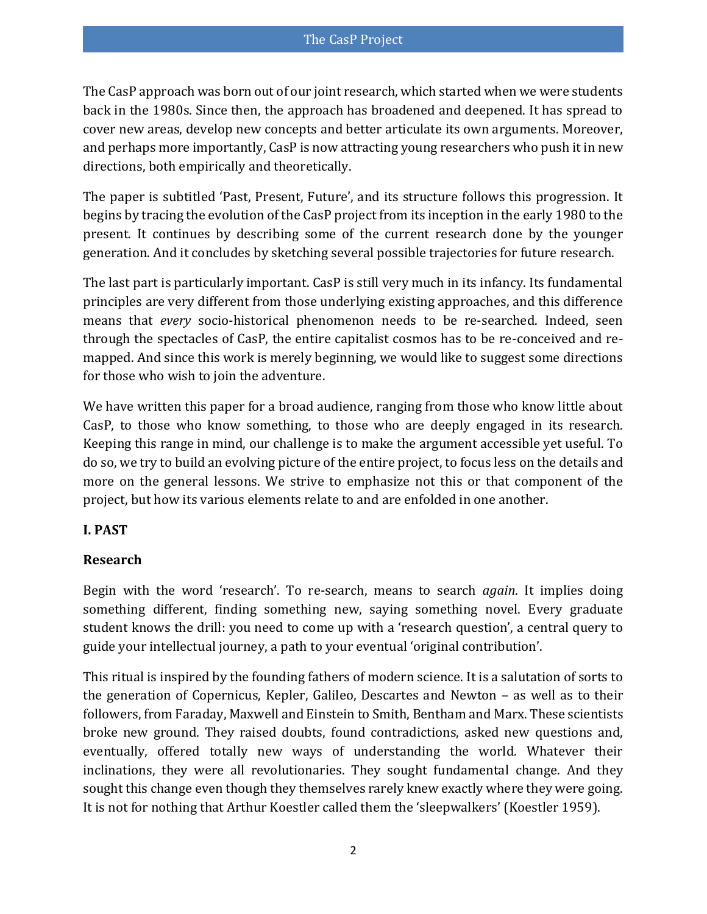The CasP approach was born out of our joint research, which started when we were students back in the 1980s. Since then, the approach has broadened and deepened. It has spread to cover new areas, develop new concepts and better articulate its own arguments. Moreover, and perhaps more importantly, CasP is now attracting young researchers who push it in new directions, both empirically and theoretically.

The paper is subtitled 'Past, Present, Future', and its structure follows this progression. It begins by tracing the evolution of the CasP project from its inception in the early 1980 to the present. It continues by describing some of the current research done by the younger generation. And it concludes by sketching several possible trajectories for future research.

The last part is particularly important. CasP is still very much in its infancy. Its fundamental principles are very different from those underlying existing approaches, and this difference means that *every* socio-historical phenomenon needs to be re-searched. Indeed, seen through the spectacles of CasP, the entire capitalist cosmos has to be re-conceived and re-mapped. And since this work is merely beginning, we would like to suggest some directions for those who wish to join the adventure.

We have written this paper for a broad audience, ranging from those who know little about CasP, to those who know something, to those who are deeply engaged in its research. Keeping this range in mind, our challenge is to make the argument accessible yet useful. To do so, we try to build an evolving picture of the entire project, to focus less on the details and more on the general lessons. We strive to emphasize not this or that component of the project, but how its various elements relate to and are enfolded in one another.

## I. PAST

### Research

Begin with the word 'research'. To re-search, means to search *again*. It implies doing something different, finding something new, saying something novel. Every graduate student knows the drill: you need to come up with a 'research question', a central query to guide your intellectual journey, a path to your eventual 'original contribution'.

This ritual is inspired by the founding fathers of modern science. It is a salutation of sorts to the generation of Copernicus, Kepler, Galileo, Descartes and Newton – as well as to their followers, from Faraday, Maxwell and Einstein to Smith, Bentham and Marx. These scientists broke new ground. They raised doubts, found contradictions, asked new questions and, eventually, offered totally new ways of understanding the world. Whatever their inclinations, they were all revolutionaries. They sought fundamental change. And they sought this change even though they themselves rarely knew exactly where they were going. It is not for nothing that Arthur Koestler called them the 'sleepwalkers' (Koestler 1959).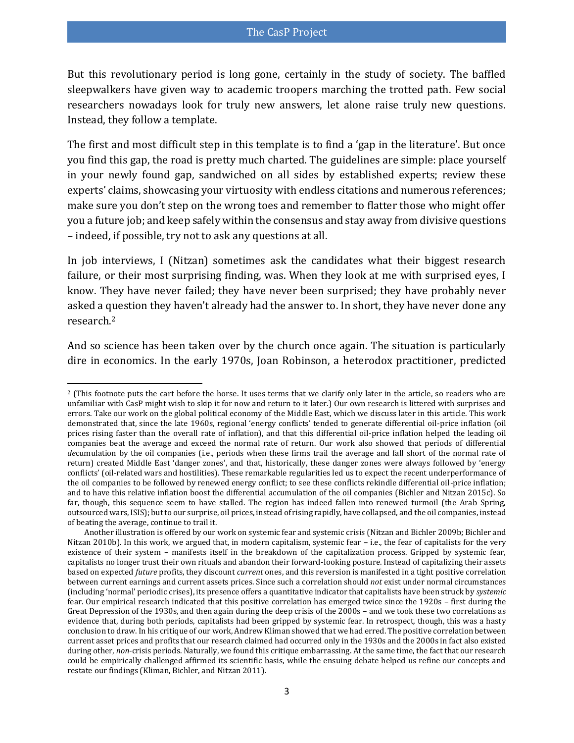But this revolutionary period is long gone, certainly in the study of society. The baffled sleepwalkers have given way to academic troopers marching the trotted path. Few social researchers nowadays look for truly new answers, let alone raise truly new questions. Instead, they follow a template.

The first and most difficult step in this template is to find a 'gap in the literature'. But once you find this gap, the road is pretty much charted. The guidelines are simple: place yourself in your newly found gap, sandwiched on all sides by established experts; review these experts' claims, showcasing your virtuosity with endless citations and numerous references; make sure you don't step on the wrong toes and remember to flatter those who might offer you a future job; and keep safely within the consensus and stay away from divisive questions – indeed, if possible, try not to ask any questions at all.

In job interviews, I (Nitzan) sometimes ask the candidates what their biggest research failure, or their most surprising finding, was. When they look at me with surprised eyes, I know. They have never failed; they have never been surprised; they have probably never asked a question they haven't already had the answer to. In short, they have never done any research.[2]

And so science has been taken over by the church once again. The situation is particularly dire in economics. In the early 1970s, Joan Robinson, a heterodox practitioner, predicted

---

[2] (This footnote puts the cart before the horse. It uses terms that we clarify only later in the article, so readers who are unfamiliar with CasP might wish to skip it for now and return to it later.) Our own research is littered with surprises and errors. Take our work on the global political economy of the Middle East, which we discuss later in this article. This work demonstrated that, since the late 1960s, regional 'energy conflicts' tended to generate differential oil-price inflation (oil prices rising faster than the overall rate of inflation), and that this differential oil-price inflation helped the leading oil companies beat the average and exceed the normal rate of return. Our work also showed that periods of differential *de*cumulation by the oil companies (i.e., periods when these firms trail the average and fall short of the normal rate of return) created Middle East 'danger zones', and that, historically, these danger zones were always followed by 'energy conflicts' (oil-related wars and hostilities). These remarkable regularities led us to expect the recent underperformance of the oil companies to be followed by renewed energy conflict; to see these conflicts rekindle differential oil-price inflation; and to have this relative inflation boost the differential accumulation of the oil companies (Bichler and Nitzan 2015c). So far, though, this sequence seem to have stalled. The region has indeed fallen into renewed turmoil (the Arab Spring, outsourced wars, ISIS); but to our surprise, oil prices, instead of rising rapidly, have collapsed, and the oil companies, instead of beating the average, continue to trail it.

Another illustration is offered by our work on systemic fear and systemic crisis (Nitzan and Bichler 2009b; Bichler and Nitzan 2010b). In this work, we argued that, in modern capitalism, systemic fear – i.e., the fear of capitalists for the very existence of their system – manifests itself in the breakdown of the capitalization process. Gripped by systemic fear, capitalists no longer trust their own rituals and abandon their forward-looking posture. Instead of capitalizing their assets based on expected *future* profits, they discount *current* ones, and this reversion is manifested in a tight positive correlation between current earnings and current assets prices. Since such a correlation should *not* exist under normal circumstances (including 'normal' periodic crises), its presence offers a quantitative indicator that capitalists have been struck by *systemic* fear. Our empirical research indicated that this positive correlation has emerged twice since the 1920s – first during the Great Depression of the 1930s, and then again during the deep crisis of the 2000s – and we took these two correlations as evidence that, during both periods, capitalists had been gripped by systemic fear. In retrospect, though, this was a hasty conclusion to draw. In his critique of our work, Andrew Kliman showed that we had erred. The positive correlation between current asset prices and profits that our research claimed had occurred only in the 1930s and the 2000s in fact also existed during other, *non*-crisis periods. Naturally, we found this critique embarrassing. At the same time, the fact that our research could be empirically challenged affirmed its scientific basis, while the ensuing debate helped us refine our concepts and restate our findings (Kliman, Bichler, and Nitzan 2011).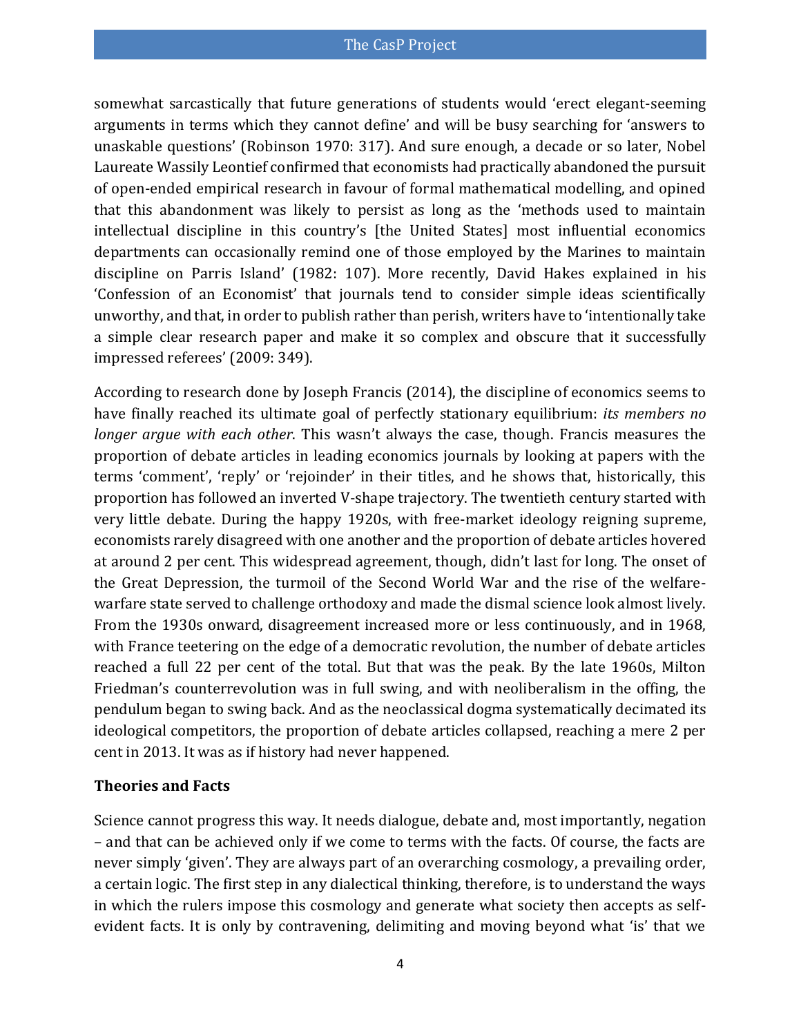somewhat sarcastically that future generations of students would 'erect elegant-seeming arguments in terms which they cannot define' and will be busy searching for 'answers to unaskable questions' (Robinson 1970: 317). And sure enough, a decade or so later, Nobel Laureate Wassily Leontief confirmed that economists had practically abandoned the pursuit of open-ended empirical research in favour of formal mathematical modelling, and opined that this abandonment was likely to persist as long as the 'methods used to maintain intellectual discipline in this country's [the United States] most influential economics departments can occasionally remind one of those employed by the Marines to maintain discipline on Parris Island' (1982: 107). More recently, David Hakes explained in his 'Confession of an Economist' that journals tend to consider simple ideas scientifically unworthy, and that, in order to publish rather than perish, writers have to 'intentionally take a simple clear research paper and make it so complex and obscure that it successfully impressed referees' (2009: 349).

According to research done by Joseph Francis (2014), the discipline of economics seems to have finally reached its ultimate goal of perfectly stationary equilibrium: *its members no longer argue with each other*. This wasn't always the case, though. Francis measures the proportion of debate articles in leading economics journals by looking at papers with the terms 'comment', 'reply' or 'rejoinder' in their titles, and he shows that, historically, this proportion has followed an inverted V-shape trajectory. The twentieth century started with very little debate. During the happy 1920s, with free-market ideology reigning supreme, economists rarely disagreed with one another and the proportion of debate articles hovered at around 2 per cent. This widespread agreement, though, didn't last for long. The onset of the Great Depression, the turmoil of the Second World War and the rise of the welfare-warfare state served to challenge orthodoxy and made the dismal science look almost lively. From the 1930s onward, disagreement increased more or less continuously, and in 1968, with France teetering on the edge of a democratic revolution, the number of debate articles reached a full 22 per cent of the total. But that was the peak. By the late 1960s, Milton Friedman's counterrevolution was in full swing, and with neoliberalism in the offing, the pendulum began to swing back. And as the neoclassical dogma systematically decimated its ideological competitors, the proportion of debate articles collapsed, reaching a mere 2 per cent in 2013. It was as if history had never happened.

### Theories and Facts

Science cannot progress this way. It needs dialogue, debate and, most importantly, negation – and that can be achieved only if we come to terms with the facts. Of course, the facts are never simply 'given'. They are always part of an overarching cosmology, a prevailing order, a certain logic. The first step in any dialectical thinking, therefore, is to understand the ways in which the rulers impose this cosmology and generate what society then accepts as self-evident facts. It is only by contravening, delimiting and moving beyond what 'is' that we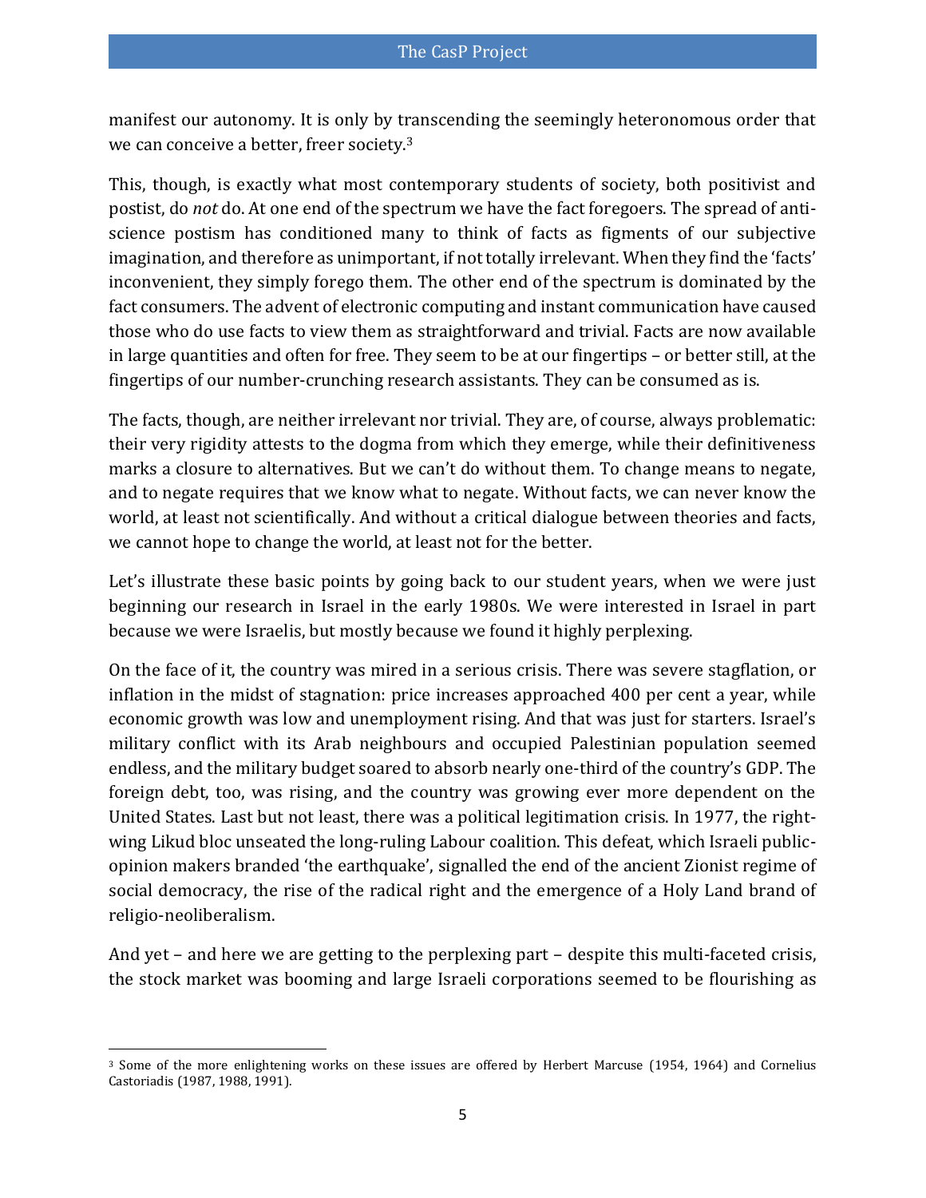manifest our autonomy. It is only by transcending the seemingly heteronomous order that we can conceive a better, freer society.[3]

This, though, is exactly what most contemporary students of society, both positivist and postist, do *not* do. At one end of the spectrum we have the fact foregoers. The spread of anti-science postism has conditioned many to think of facts as figments of our subjective imagination, and therefore as unimportant, if not totally irrelevant. When they find the 'facts' inconvenient, they simply forego them. The other end of the spectrum is dominated by the fact consumers. The advent of electronic computing and instant communication have caused those who do use facts to view them as straightforward and trivial. Facts are now available in large quantities and often for free. They seem to be at our fingertips – or better still, at the fingertips of our number-crunching research assistants. They can be consumed as is.

The facts, though, are neither irrelevant nor trivial. They are, of course, always problematic: their very rigidity attests to the dogma from which they emerge, while their definitiveness marks a closure to alternatives. But we can't do without them. To change means to negate, and to negate requires that we know what to negate. Without facts, we can never know the world, at least not scientifically. And without a critical dialogue between theories and facts, we cannot hope to change the world, at least not for the better.

Let's illustrate these basic points by going back to our student years, when we were just beginning our research in Israel in the early 1980s. We were interested in Israel in part because we were Israelis, but mostly because we found it highly perplexing.

On the face of it, the country was mired in a serious crisis. There was severe stagflation, or inflation in the midst of stagnation: price increases approached 400 per cent a year, while economic growth was low and unemployment rising. And that was just for starters. Israel's military conflict with its Arab neighbours and occupied Palestinian population seemed endless, and the military budget soared to absorb nearly one-third of the country's GDP. The foreign debt, too, was rising, and the country was growing ever more dependent on the United States. Last but not least, there was a political legitimation crisis. In 1977, the right-wing Likud bloc unseated the long-ruling Labour coalition. This defeat, which Israeli public-opinion makers branded 'the earthquake', signalled the end of the ancient Zionist regime of social democracy, the rise of the radical right and the emergence of a Holy Land brand of religio-neoliberalism.

And yet – and here we are getting to the perplexing part – despite this multi-faceted crisis, the stock market was booming and large Israeli corporations seemed to be flourishing as

[3] Some of the more enlightening works on these issues are offered by Herbert Marcuse (1954, 1964) and Cornelius Castoriadis (1987, 1988, 1991).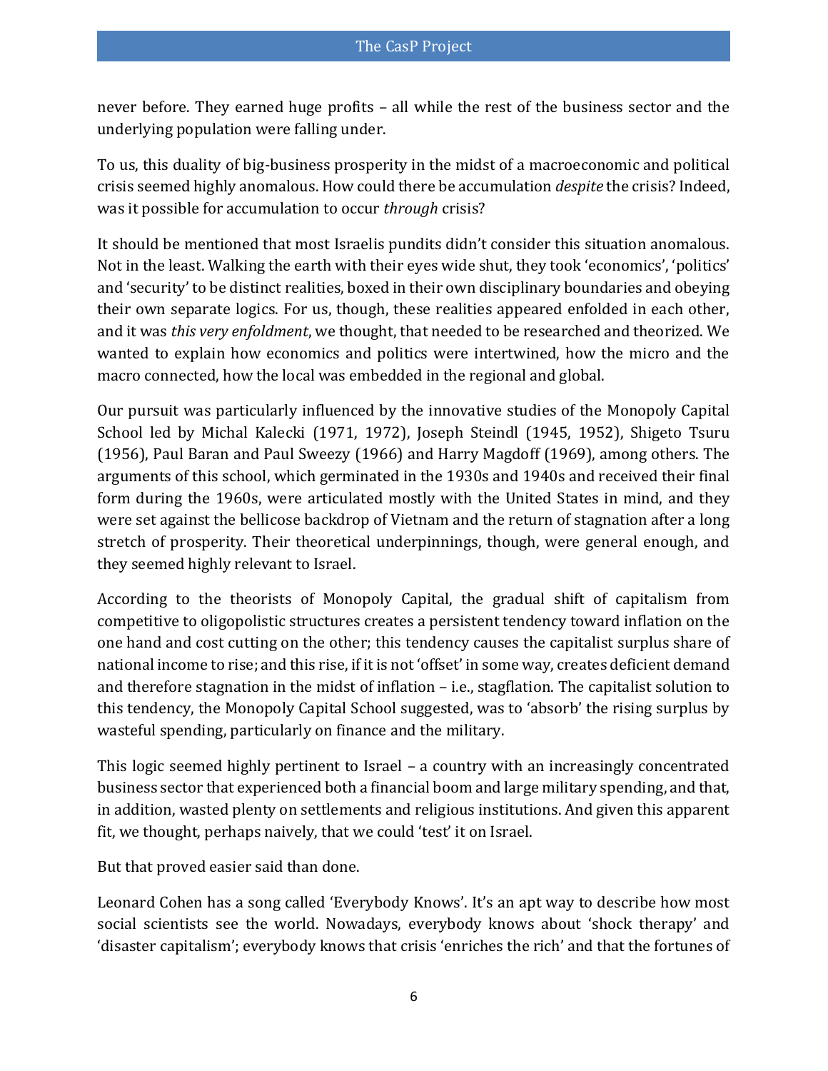never before. They earned huge profits – all while the rest of the business sector and the underlying population were falling under.

To us, this duality of big-business prosperity in the midst of a macroeconomic and political crisis seemed highly anomalous. How could there be accumulation *despite* the crisis? Indeed, was it possible for accumulation to occur *through* crisis?

It should be mentioned that most Israelis pundits didn't consider this situation anomalous. Not in the least. Walking the earth with their eyes wide shut, they took 'economics', 'politics' and 'security' to be distinct realities, boxed in their own disciplinary boundaries and obeying their own separate logics. For us, though, these realities appeared enfolded in each other, and it was *this very enfoldment*, we thought, that needed to be researched and theorized. We wanted to explain how economics and politics were intertwined, how the micro and the macro connected, how the local was embedded in the regional and global.

Our pursuit was particularly influenced by the innovative studies of the Monopoly Capital School led by Michal Kalecki (1971, 1972), Joseph Steindl (1945, 1952), Shigeto Tsuru (1956), Paul Baran and Paul Sweezy (1966) and Harry Magdoff (1969), among others. The arguments of this school, which germinated in the 1930s and 1940s and received their final form during the 1960s, were articulated mostly with the United States in mind, and they were set against the bellicose backdrop of Vietnam and the return of stagnation after a long stretch of prosperity. Their theoretical underpinnings, though, were general enough, and they seemed highly relevant to Israel.

According to the theorists of Monopoly Capital, the gradual shift of capitalism from competitive to oligopolistic structures creates a persistent tendency toward inflation on the one hand and cost cutting on the other; this tendency causes the capitalist surplus share of national income to rise; and this rise, if it is not 'offset' in some way, creates deficient demand and therefore stagnation in the midst of inflation – i.e., stagflation. The capitalist solution to this tendency, the Monopoly Capital School suggested, was to 'absorb' the rising surplus by wasteful spending, particularly on finance and the military.

This logic seemed highly pertinent to Israel – a country with an increasingly concentrated business sector that experienced both a financial boom and large military spending, and that, in addition, wasted plenty on settlements and religious institutions. And given this apparent fit, we thought, perhaps naively, that we could 'test' it on Israel.

But that proved easier said than done.

Leonard Cohen has a song called 'Everybody Knows'. It's an apt way to describe how most social scientists see the world. Nowadays, everybody knows about 'shock therapy' and 'disaster capitalism'; everybody knows that crisis 'enriches the rich' and that the fortunes of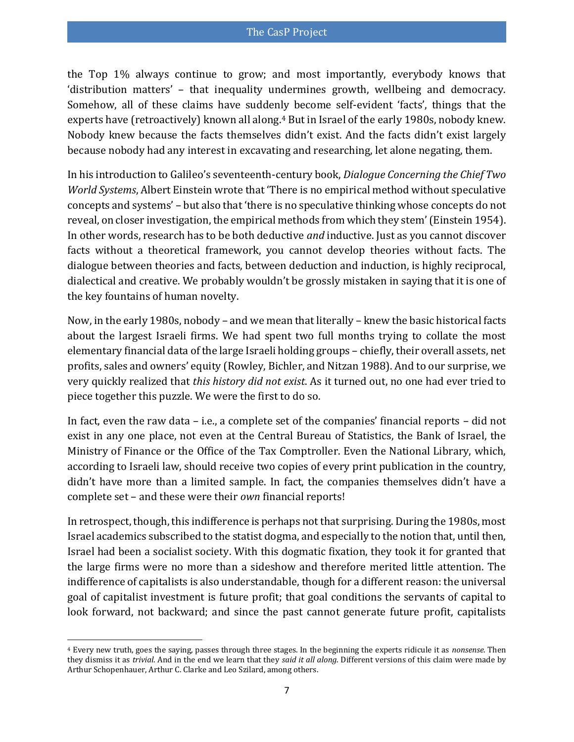the Top 1% always continue to grow; and most importantly, everybody knows that 'distribution matters' – that inequality undermines growth, wellbeing and democracy. Somehow, all of these claims have suddenly become self-evident 'facts', things that the experts have (retroactively) known all along.[4] But in Israel of the early 1980s, nobody knew. Nobody knew because the facts themselves didn't exist. And the facts didn't exist largely because nobody had any interest in excavating and researching, let alone negating, them.

In his introduction to Galileo's seventeenth-century book, *Dialogue Concerning the Chief Two World Systems*, Albert Einstein wrote that 'There is no empirical method without speculative concepts and systems' – but also that 'there is no speculative thinking whose concepts do not reveal, on closer investigation, the empirical methods from which they stem' (Einstein 1954). In other words, research has to be both deductive *and* inductive. Just as you cannot discover facts without a theoretical framework, you cannot develop theories without facts. The dialogue between theories and facts, between deduction and induction, is highly reciprocal, dialectical and creative. We probably wouldn't be grossly mistaken in saying that it is one of the key fountains of human novelty.

Now, in the early 1980s, nobody – and we mean that literally – knew the basic historical facts about the largest Israeli firms. We had spent two full months trying to collate the most elementary financial data of the large Israeli holding groups – chiefly, their overall assets, net profits, sales and owners' equity (Rowley, Bichler, and Nitzan 1988). And to our surprise, we very quickly realized that *this history did not exist*. As it turned out, no one had ever tried to piece together this puzzle. We were the first to do so.

In fact, even the raw data – i.e., a complete set of the companies' financial reports – did not exist in any one place, not even at the Central Bureau of Statistics, the Bank of Israel, the Ministry of Finance or the Office of the Tax Comptroller. Even the National Library, which, according to Israeli law, should receive two copies of every print publication in the country, didn't have more than a limited sample. In fact, the companies themselves didn't have a complete set – and these were their *own* financial reports!

In retrospect, though, this indifference is perhaps not that surprising. During the 1980s, most Israel academics subscribed to the statist dogma, and especially to the notion that, until then, Israel had been a socialist society. With this dogmatic fixation, they took it for granted that the large firms were no more than a sideshow and therefore merited little attention. The indifference of capitalists is also understandable, though for a different reason: the universal goal of capitalist investment is future profit; that goal conditions the servants of capital to look forward, not backward; and since the past cannot generate future profit, capitalists

---

[4] Every new truth, goes the saying, passes through three stages. In the beginning the experts ridicule it as *nonsense*. Then they dismiss it as *trivial*. And in the end we learn that they *said it all along*. Different versions of this claim were made by Arthur Schopenhauer, Arthur C. Clarke and Leo Szilard, among others.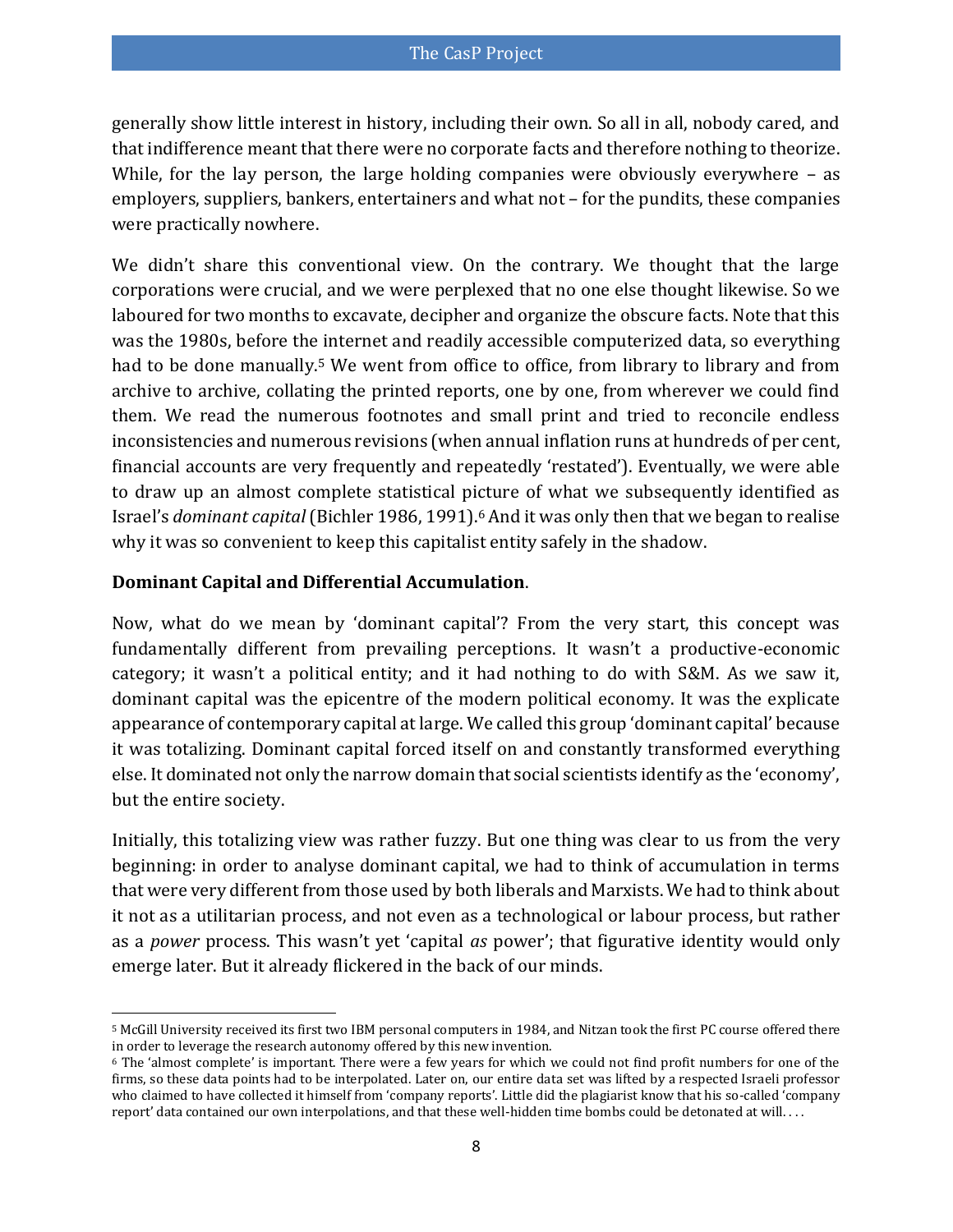generally show little interest in history, including their own. So all in all, nobody cared, and that indifference meant that there were no corporate facts and therefore nothing to theorize. While, for the lay person, the large holding companies were obviously everywhere – as employers, suppliers, bankers, entertainers and what not – for the pundits, these companies were practically nowhere.

We didn't share this conventional view. On the contrary. We thought that the large corporations were crucial, and we were perplexed that no one else thought likewise. So we laboured for two months to excavate, decipher and organize the obscure facts. Note that this was the 1980s, before the internet and readily accessible computerized data, so everything had to be done manually.[5] We went from office to office, from library to library and from archive to archive, collating the printed reports, one by one, from wherever we could find them. We read the numerous footnotes and small print and tried to reconcile endless inconsistencies and numerous revisions (when annual inflation runs at hundreds of per cent, financial accounts are very frequently and repeatedly 'restated'). Eventually, we were able to draw up an almost complete statistical picture of what we subsequently identified as Israel's *dominant capital* (Bichler 1986, 1991).[6] And it was only then that we began to realise why it was so convenient to keep this capitalist entity safely in the shadow.

**Dominant Capital and Differential Accumulation**.

Now, what do we mean by 'dominant capital'? From the very start, this concept was fundamentally different from prevailing perceptions. It wasn't a productive-economic category; it wasn't a political entity; and it had nothing to do with S&M. As we saw it, dominant capital was the epicentre of the modern political economy. It was the explicate appearance of contemporary capital at large. We called this group 'dominant capital' because it was totalizing. Dominant capital forced itself on and constantly transformed everything else. It dominated not only the narrow domain that social scientists identify as the 'economy', but the entire society.

Initially, this totalizing view was rather fuzzy. But one thing was clear to us from the very beginning: in order to analyse dominant capital, we had to think of accumulation in terms that were very different from those used by both liberals and Marxists. We had to think about it not as a utilitarian process, and not even as a technological or labour process, but rather as a *power* process. This wasn't yet 'capital *as* power'; that figurative identity would only emerge later. But it already flickered in the back of our minds.

[5] McGill University received its first two IBM personal computers in 1984, and Nitzan took the first PC course offered there in order to leverage the research autonomy offered by this new invention.

[6] The 'almost complete' is important. There were a few years for which we could not find profit numbers for one of the firms, so these data points had to be interpolated. Later on, our entire data set was lifted by a respected Israeli professor who claimed to have collected it himself from 'company reports'. Little did the plagiarist know that his so-called 'company report' data contained our own interpolations, and that these well-hidden time bombs could be detonated at will. . . .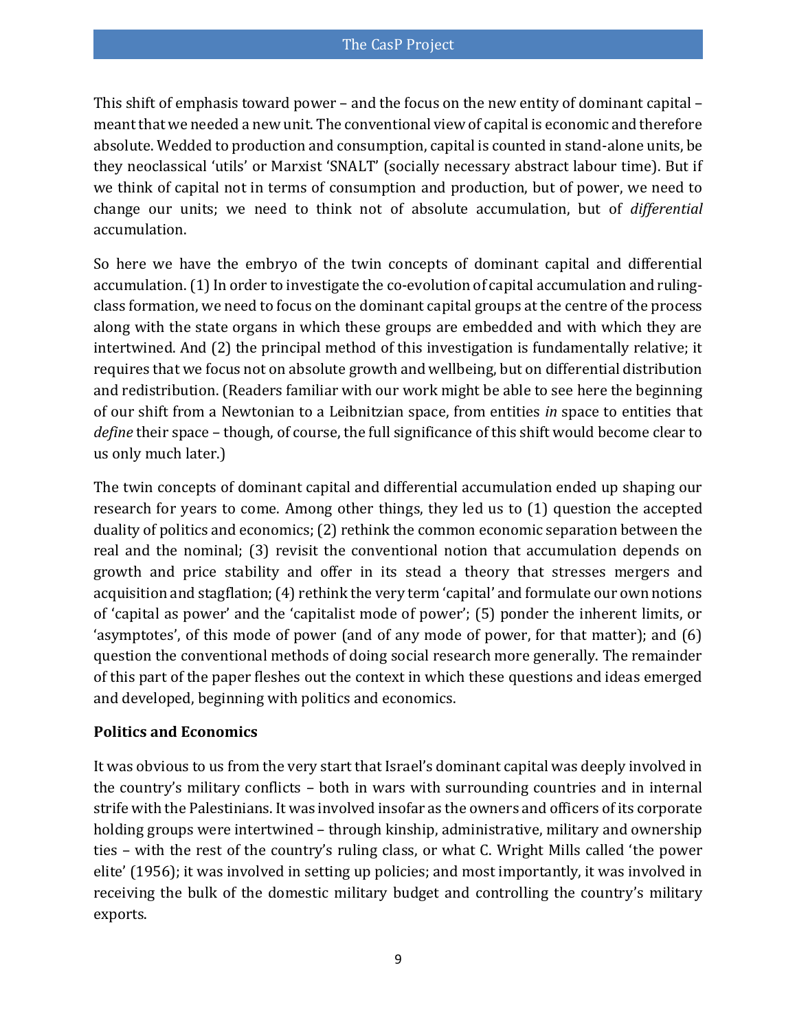This shift of emphasis toward power – and the focus on the new entity of dominant capital – meant that we needed a new unit. The conventional view of capital is economic and therefore absolute. Wedded to production and consumption, capital is counted in stand-alone units, be they neoclassical 'utils' or Marxist 'SNALT' (socially necessary abstract labour time). But if we think of capital not in terms of consumption and production, but of power, we need to change our units; we need to think not of absolute accumulation, but of *differential* accumulation.

So here we have the embryo of the twin concepts of dominant capital and differential accumulation. (1) In order to investigate the co-evolution of capital accumulation and ruling-class formation, we need to focus on the dominant capital groups at the centre of the process along with the state organs in which these groups are embedded and with which they are intertwined. And (2) the principal method of this investigation is fundamentally relative; it requires that we focus not on absolute growth and wellbeing, but on differential distribution and redistribution. (Readers familiar with our work might be able to see here the beginning of our shift from a Newtonian to a Leibnitzian space, from entities *in* space to entities that *define* their space – though, of course, the full significance of this shift would become clear to us only much later.)

The twin concepts of dominant capital and differential accumulation ended up shaping our research for years to come. Among other things, they led us to (1) question the accepted duality of politics and economics; (2) rethink the common economic separation between the real and the nominal; (3) revisit the conventional notion that accumulation depends on growth and price stability and offer in its stead a theory that stresses mergers and acquisition and stagflation; (4) rethink the very term 'capital' and formulate our own notions of 'capital as power' and the 'capitalist mode of power'; (5) ponder the inherent limits, or 'asymptotes', of this mode of power (and of any mode of power, for that matter); and (6) question the conventional methods of doing social research more generally. The remainder of this part of the paper fleshes out the context in which these questions and ideas emerged and developed, beginning with politics and economics.

**Politics and Economics**

It was obvious to us from the very start that Israel's dominant capital was deeply involved in the country's military conflicts – both in wars with surrounding countries and in internal strife with the Palestinians. It was involved insofar as the owners and officers of its corporate holding groups were intertwined – through kinship, administrative, military and ownership ties – with the rest of the country's ruling class, or what C. Wright Mills called 'the power elite' (1956); it was involved in setting up policies; and most importantly, it was involved in receiving the bulk of the domestic military budget and controlling the country's military exports.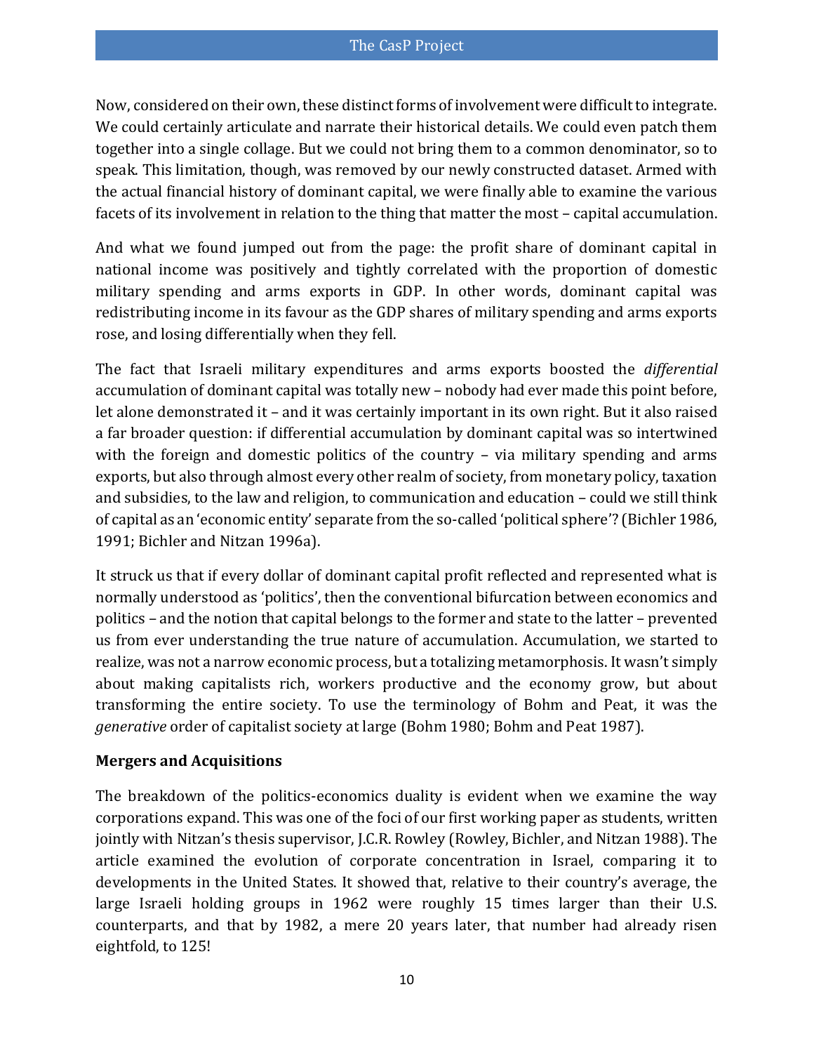Now, considered on their own, these distinct forms of involvement were difficult to integrate. We could certainly articulate and narrate their historical details. We could even patch them together into a single collage. But we could not bring them to a common denominator, so to speak. This limitation, though, was removed by our newly constructed dataset. Armed with the actual financial history of dominant capital, we were finally able to examine the various facets of its involvement in relation to the thing that matter the most – capital accumulation.

And what we found jumped out from the page: the profit share of dominant capital in national income was positively and tightly correlated with the proportion of domestic military spending and arms exports in GDP. In other words, dominant capital was redistributing income in its favour as the GDP shares of military spending and arms exports rose, and losing differentially when they fell.

The fact that Israeli military expenditures and arms exports boosted the *differential* accumulation of dominant capital was totally new – nobody had ever made this point before, let alone demonstrated it – and it was certainly important in its own right. But it also raised a far broader question: if differential accumulation by dominant capital was so intertwined with the foreign and domestic politics of the country – via military spending and arms exports, but also through almost every other realm of society, from monetary policy, taxation and subsidies, to the law and religion, to communication and education – could we still think of capital as an 'economic entity' separate from the so-called 'political sphere'? (Bichler 1986, 1991; Bichler and Nitzan 1996a).

It struck us that if every dollar of dominant capital profit reflected and represented what is normally understood as 'politics', then the conventional bifurcation between economics and politics – and the notion that capital belongs to the former and state to the latter – prevented us from ever understanding the true nature of accumulation. Accumulation, we started to realize, was not a narrow economic process, but a totalizing metamorphosis. It wasn't simply about making capitalists rich, workers productive and the economy grow, but about transforming the entire society. To use the terminology of Bohm and Peat, it was the *generative* order of capitalist society at large (Bohm 1980; Bohm and Peat 1987).

### Mergers and Acquisitions

The breakdown of the politics-economics duality is evident when we examine the way corporations expand. This was one of the foci of our first working paper as students, written jointly with Nitzan's thesis supervisor, J.C.R. Rowley (Rowley, Bichler, and Nitzan 1988). The article examined the evolution of corporate concentration in Israel, comparing it to developments in the United States. It showed that, relative to their country's average, the large Israeli holding groups in 1962 were roughly 15 times larger than their U.S. counterparts, and that by 1982, a mere 20 years later, that number had already risen eightfold, to 125!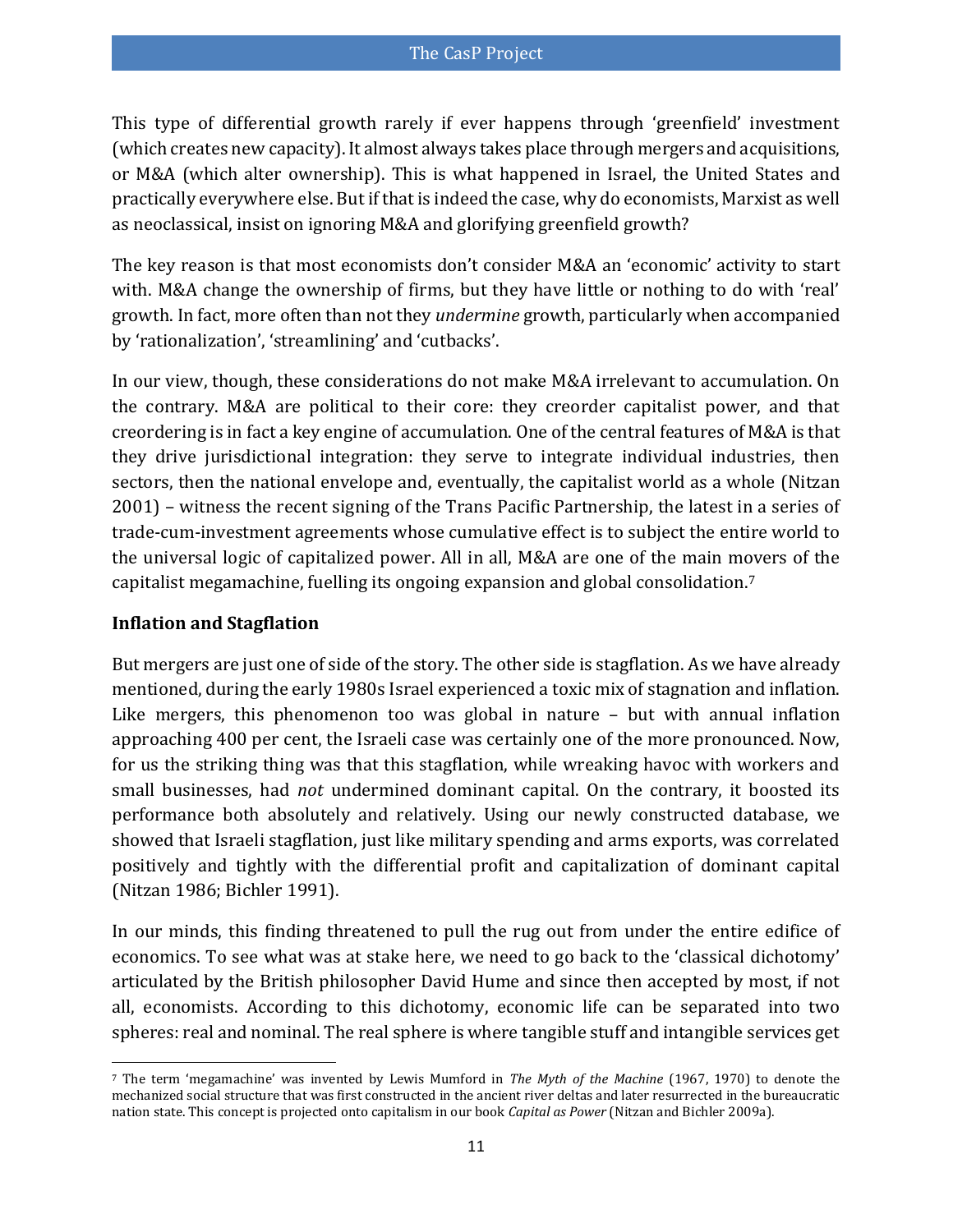This type of differential growth rarely if ever happens through 'greenfield' investment (which creates new capacity). It almost always takes place through mergers and acquisitions, or M&A (which alter ownership). This is what happened in Israel, the United States and practically everywhere else. But if that is indeed the case, why do economists, Marxist as well as neoclassical, insist on ignoring M&A and glorifying greenfield growth?

The key reason is that most economists don't consider M&A an 'economic' activity to start with. M&A change the ownership of firms, but they have little or nothing to do with 'real' growth. In fact, more often than not they *undermine* growth, particularly when accompanied by 'rationalization', 'streamlining' and 'cutbacks'.

In our view, though, these considerations do not make M&A irrelevant to accumulation. On the contrary. M&A are political to their core: they creorder capitalist power, and that creordering is in fact a key engine of accumulation. One of the central features of M&A is that they drive jurisdictional integration: they serve to integrate individual industries, then sectors, then the national envelope and, eventually, the capitalist world as a whole (Nitzan 2001) – witness the recent signing of the Trans Pacific Partnership, the latest in a series of trade-cum-investment agreements whose cumulative effect is to subject the entire world to the universal logic of capitalized power. All in all, M&A are one of the main movers of the capitalist megamachine, fuelling its ongoing expansion and global consolidation.[7]

### Inflation and Stagflation

But mergers are just one of side of the story. The other side is stagflation. As we have already mentioned, during the early 1980s Israel experienced a toxic mix of stagnation and inflation. Like mergers, this phenomenon too was global in nature – but with annual inflation approaching 400 per cent, the Israeli case was certainly one of the more pronounced. Now, for us the striking thing was that this stagflation, while wreaking havoc with workers and small businesses, had *not* undermined dominant capital. On the contrary, it boosted its performance both absolutely and relatively. Using our newly constructed database, we showed that Israeli stagflation, just like military spending and arms exports, was correlated positively and tightly with the differential profit and capitalization of dominant capital (Nitzan 1986; Bichler 1991).

In our minds, this finding threatened to pull the rug out from under the entire edifice of economics. To see what was at stake here, we need to go back to the 'classical dichotomy' articulated by the British philosopher David Hume and since then accepted by most, if not all, economists. According to this dichotomy, economic life can be separated into two spheres: real and nominal. The real sphere is where tangible stuff and intangible services get

---

[7] The term 'megamachine' was invented by Lewis Mumford in *The Myth of the Machine* (1967, 1970) to denote the mechanized social structure that was first constructed in the ancient river deltas and later resurrected in the bureaucratic nation state. This concept is projected onto capitalism in our book *Capital as Power* (Nitzan and Bichler 2009a).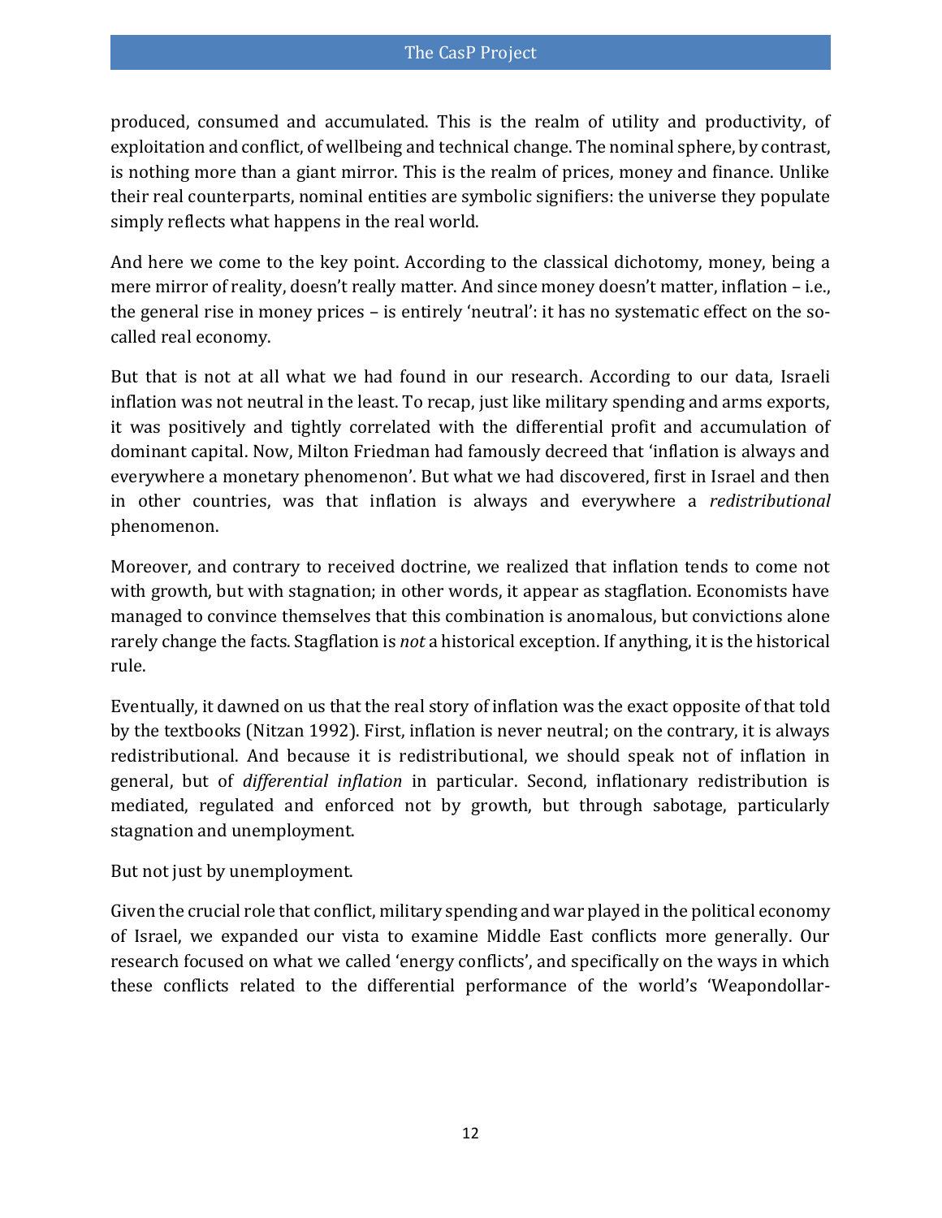produced, consumed and accumulated. This is the realm of utility and productivity, of exploitation and conflict, of wellbeing and technical change. The nominal sphere, by contrast, is nothing more than a giant mirror. This is the realm of prices, money and finance. Unlike their real counterparts, nominal entities are symbolic signifiers: the universe they populate simply reflects what happens in the real world.

And here we come to the key point. According to the classical dichotomy, money, being a mere mirror of reality, doesn't really matter. And since money doesn't matter, inflation – i.e., the general rise in money prices – is entirely 'neutral': it has no systematic effect on the so-called real economy.

But that is not at all what we had found in our research. According to our data, Israeli inflation was not neutral in the least. To recap, just like military spending and arms exports, it was positively and tightly correlated with the differential profit and accumulation of dominant capital. Now, Milton Friedman had famously decreed that 'inflation is always and everywhere a monetary phenomenon'. But what we had discovered, first in Israel and then in other countries, was that inflation is always and everywhere a *redistributional* phenomenon.

Moreover, and contrary to received doctrine, we realized that inflation tends to come not with growth, but with stagnation; in other words, it appear as stagflation. Economists have managed to convince themselves that this combination is anomalous, but convictions alone rarely change the facts. Stagflation is *not* a historical exception. If anything, it is the historical rule.

Eventually, it dawned on us that the real story of inflation was the exact opposite of that told by the textbooks (Nitzan 1992). First, inflation is never neutral; on the contrary, it is always redistributional. And because it is redistributional, we should speak not of inflation in general, but of *differential inflation* in particular. Second, inflationary redistribution is mediated, regulated and enforced not by growth, but through sabotage, particularly stagnation and unemployment.

But not just by unemployment.

Given the crucial role that conflict, military spending and war played in the political economy of Israel, we expanded our vista to examine Middle East conflicts more generally. Our research focused on what we called 'energy conflicts', and specifically on the ways in which these conflicts related to the differential performance of the world's 'Weapondollar-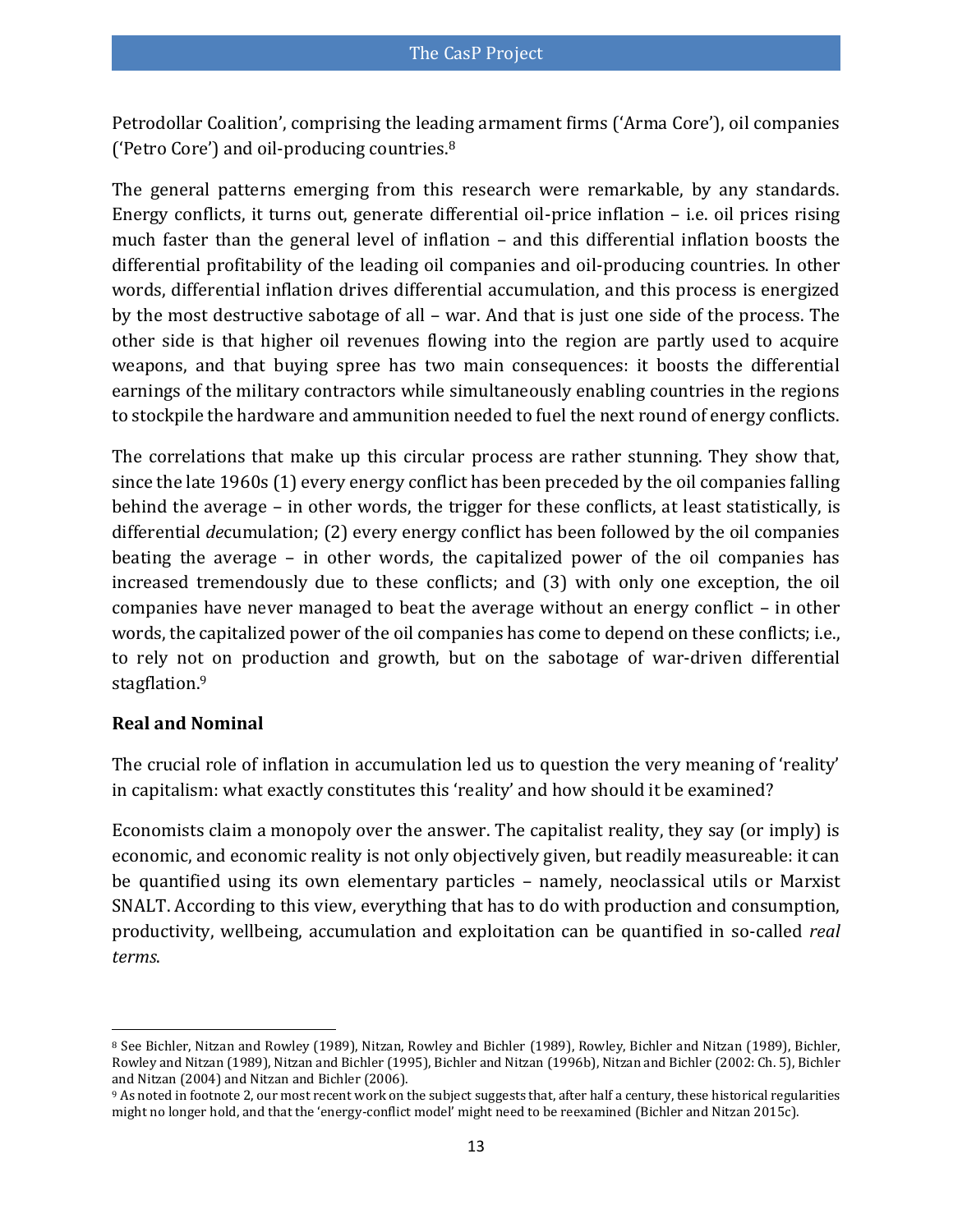Petrodollar Coalition', comprising the leading armament firms ('Arma Core'), oil companies ('Petro Core') and oil-producing countries.[8]

The general patterns emerging from this research were remarkable, by any standards. Energy conflicts, it turns out, generate differential oil-price inflation – i.e. oil prices rising much faster than the general level of inflation – and this differential inflation boosts the differential profitability of the leading oil companies and oil-producing countries. In other words, differential inflation drives differential accumulation, and this process is energized by the most destructive sabotage of all – war. And that is just one side of the process. The other side is that higher oil revenues flowing into the region are partly used to acquire weapons, and that buying spree has two main consequences: it boosts the differential earnings of the military contractors while simultaneously enabling countries in the regions to stockpile the hardware and ammunition needed to fuel the next round of energy conflicts.

The correlations that make up this circular process are rather stunning. They show that, since the late 1960s (1) every energy conflict has been preceded by the oil companies falling behind the average – in other words, the trigger for these conflicts, at least statistically, is differential *de*cumulation; (2) every energy conflict has been followed by the oil companies beating the average – in other words, the capitalized power of the oil companies has increased tremendously due to these conflicts; and (3) with only one exception, the oil companies have never managed to beat the average without an energy conflict – in other words, the capitalized power of the oil companies has come to depend on these conflicts; i.e., to rely not on production and growth, but on the sabotage of war-driven differential stagflation.[9]

**Real and Nominal**

The crucial role of inflation in accumulation led us to question the very meaning of 'reality' in capitalism: what exactly constitutes this 'reality' and how should it be examined?

Economists claim a monopoly over the answer. The capitalist reality, they say (or imply) is economic, and economic reality is not only objectively given, but readily measureable: it can be quantified using its own elementary particles – namely, neoclassical utils or Marxist SNALT. According to this view, everything that has to do with production and consumption, productivity, wellbeing, accumulation and exploitation can be quantified in so-called *real terms*.

---

[8] See Bichler, Nitzan and Rowley (1989), Nitzan, Rowley and Bichler (1989), Rowley, Bichler and Nitzan (1989), Bichler, Rowley and Nitzan (1989), Nitzan and Bichler (1995), Bichler and Nitzan (1996b), Nitzan and Bichler (2002: Ch. 5), Bichler and Nitzan (2004) and Nitzan and Bichler (2006).

[9] As noted in footnote 2, our most recent work on the subject suggests that, after half a century, these historical regularities might no longer hold, and that the 'energy-conflict model' might need to be reexamined (Bichler and Nitzan 2015c).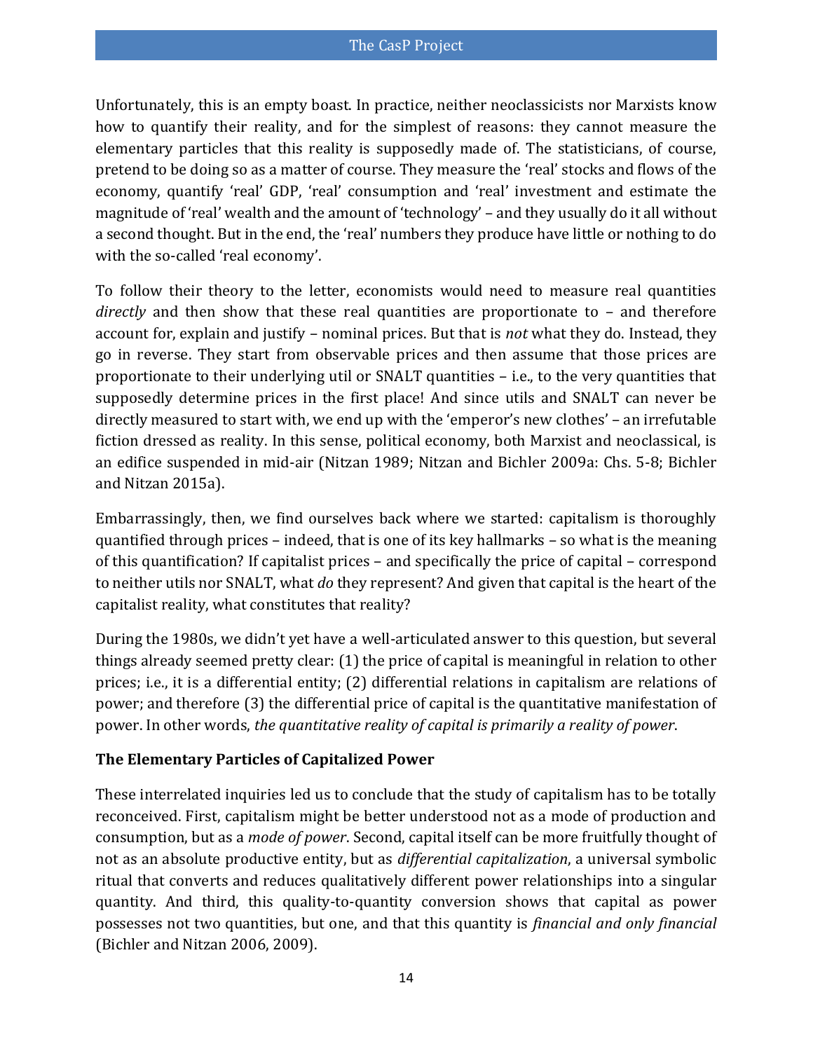Unfortunately, this is an empty boast. In practice, neither neoclassicists nor Marxists know how to quantify their reality, and for the simplest of reasons: they cannot measure the elementary particles that this reality is supposedly made of. The statisticians, of course, pretend to be doing so as a matter of course. They measure the 'real' stocks and flows of the economy, quantify 'real' GDP, 'real' consumption and 'real' investment and estimate the magnitude of 'real' wealth and the amount of 'technology' – and they usually do it all without a second thought. But in the end, the 'real' numbers they produce have little or nothing to do with the so-called 'real economy'.

To follow their theory to the letter, economists would need to measure real quantities *directly* and then show that these real quantities are proportionate to – and therefore account for, explain and justify – nominal prices. But that is *not* what they do. Instead, they go in reverse. They start from observable prices and then assume that those prices are proportionate to their underlying util or SNALT quantities – i.e., to the very quantities that supposedly determine prices in the first place! And since utils and SNALT can never be directly measured to start with, we end up with the 'emperor's new clothes' – an irrefutable fiction dressed as reality. In this sense, political economy, both Marxist and neoclassical, is an edifice suspended in mid-air (Nitzan 1989; Nitzan and Bichler 2009a: Chs. 5-8; Bichler and Nitzan 2015a).

Embarrassingly, then, we find ourselves back where we started: capitalism is thoroughly quantified through prices – indeed, that is one of its key hallmarks – so what is the meaning of this quantification? If capitalist prices – and specifically the price of capital – correspond to neither utils nor SNALT, what *do* they represent? And given that capital is the heart of the capitalist reality, what constitutes that reality?

During the 1980s, we didn't yet have a well-articulated answer to this question, but several things already seemed pretty clear: (1) the price of capital is meaningful in relation to other prices; i.e., it is a differential entity; (2) differential relations in capitalism are relations of power; and therefore (3) the differential price of capital is the quantitative manifestation of power. In other words, *the quantitative reality of capital is primarily a reality of power*.

### The Elementary Particles of Capitalized Power

These interrelated inquiries led us to conclude that the study of capitalism has to be totally reconceived. First, capitalism might be better understood not as a mode of production and consumption, but as a *mode of power*. Second, capital itself can be more fruitfully thought of not as an absolute productive entity, but as *differential capitalization*, a universal symbolic ritual that converts and reduces qualitatively different power relationships into a singular quantity. And third, this quality-to-quantity conversion shows that capital as power possesses not two quantities, but one, and that this quantity is *financial and only financial* (Bichler and Nitzan 2006, 2009).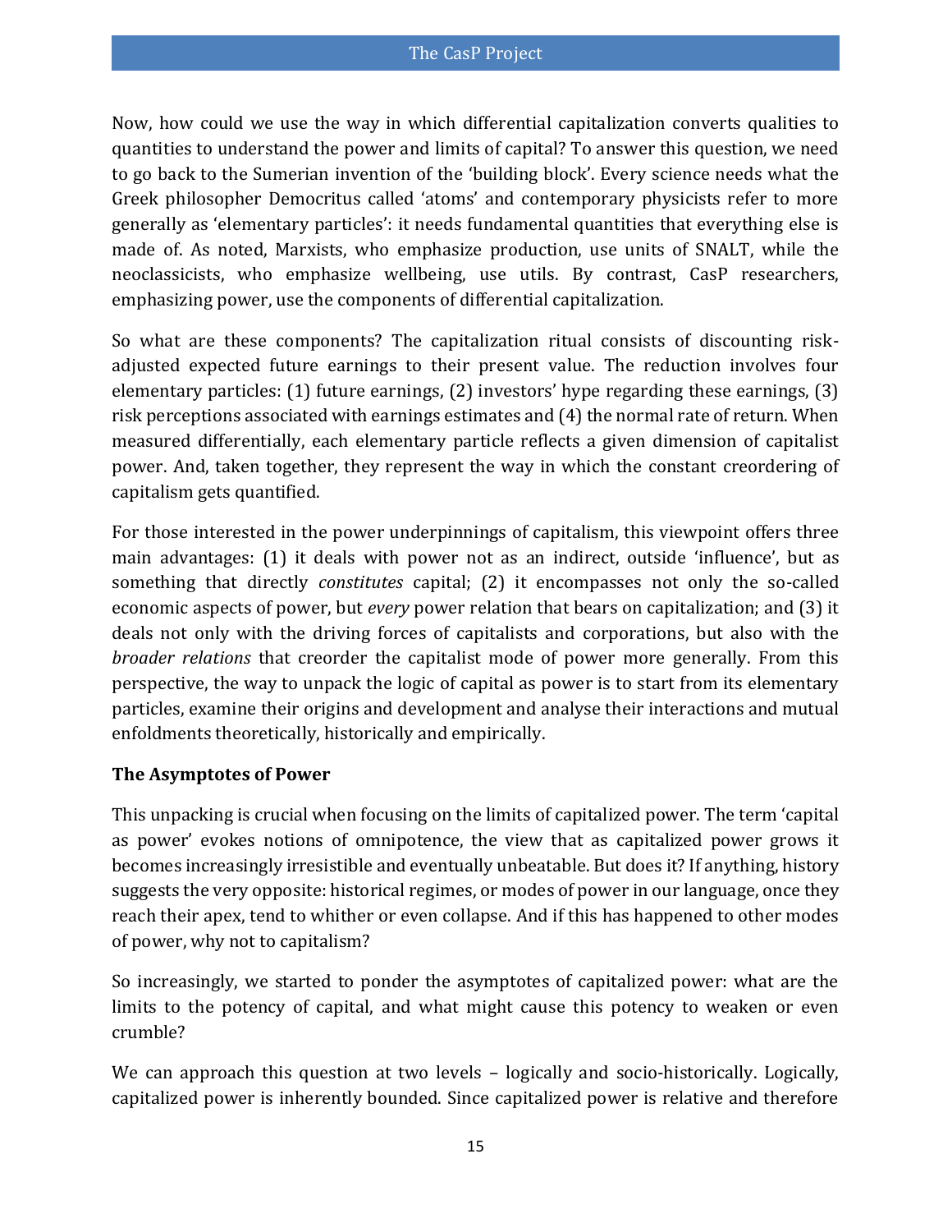Now, how could we use the way in which differential capitalization converts qualities to quantities to understand the power and limits of capital? To answer this question, we need to go back to the Sumerian invention of the 'building block'. Every science needs what the Greek philosopher Democritus called 'atoms' and contemporary physicists refer to more generally as 'elementary particles': it needs fundamental quantities that everything else is made of. As noted, Marxists, who emphasize production, use units of SNALT, while the neoclassicists, who emphasize wellbeing, use utils. By contrast, CasP researchers, emphasizing power, use the components of differential capitalization.

So what are these components? The capitalization ritual consists of discounting risk-adjusted expected future earnings to their present value. The reduction involves four elementary particles: (1) future earnings, (2) investors' hype regarding these earnings, (3) risk perceptions associated with earnings estimates and (4) the normal rate of return. When measured differentially, each elementary particle reflects a given dimension of capitalist power. And, taken together, they represent the way in which the constant creordering of capitalism gets quantified.

For those interested in the power underpinnings of capitalism, this viewpoint offers three main advantages: (1) it deals with power not as an indirect, outside 'influence', but as something that directly *constitutes* capital; (2) it encompasses not only the so-called economic aspects of power, but *every* power relation that bears on capitalization; and (3) it deals not only with the driving forces of capitalists and corporations, but also with the *broader relations* that creorder the capitalist mode of power more generally. From this perspective, the way to unpack the logic of capital as power is to start from its elementary particles, examine their origins and development and analyse their interactions and mutual enfoldments theoretically, historically and empirically.

### The Asymptotes of Power

This unpacking is crucial when focusing on the limits of capitalized power. The term 'capital as power' evokes notions of omnipotence, the view that as capitalized power grows it becomes increasingly irresistible and eventually unbeatable. But does it? If anything, history suggests the very opposite: historical regimes, or modes of power in our language, once they reach their apex, tend to whither or even collapse. And if this has happened to other modes of power, why not to capitalism?

So increasingly, we started to ponder the asymptotes of capitalized power: what are the limits to the potency of capital, and what might cause this potency to weaken or even crumble?

We can approach this question at two levels – logically and socio-historically. Logically, capitalized power is inherently bounded. Since capitalized power is relative and therefore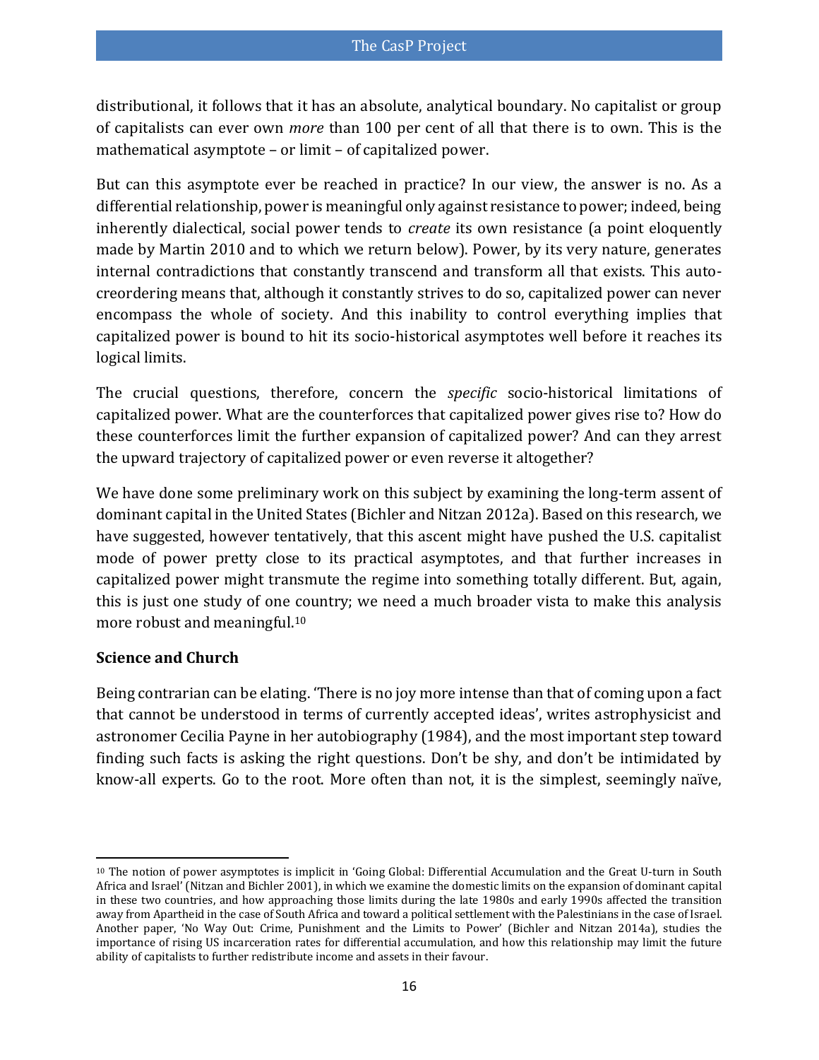distributional, it follows that it has an absolute, analytical boundary. No capitalist or group of capitalists can ever own *more* than 100 per cent of all that there is to own. This is the mathematical asymptote – or limit – of capitalized power.

But can this asymptote ever be reached in practice? In our view, the answer is no. As a differential relationship, power is meaningful only against resistance to power; indeed, being inherently dialectical, social power tends to *create* its own resistance (a point eloquently made by Martin 2010 and to which we return below). Power, by its very nature, generates internal contradictions that constantly transcend and transform all that exists. This auto-creordering means that, although it constantly strives to do so, capitalized power can never encompass the whole of society. And this inability to control everything implies that capitalized power is bound to hit its socio-historical asymptotes well before it reaches its logical limits.

The crucial questions, therefore, concern the *specific* socio-historical limitations of capitalized power. What are the counterforces that capitalized power gives rise to? How do these counterforces limit the further expansion of capitalized power? And can they arrest the upward trajectory of capitalized power or even reverse it altogether?

We have done some preliminary work on this subject by examining the long-term assent of dominant capital in the United States (Bichler and Nitzan 2012a). Based on this research, we have suggested, however tentatively, that this ascent might have pushed the U.S. capitalist mode of power pretty close to its practical asymptotes, and that further increases in capitalized power might transmute the regime into something totally different. But, again, this is just one study of one country; we need a much broader vista to make this analysis more robust and meaningful.[10]

**Science and Church**

Being contrarian can be elating. 'There is no joy more intense than that of coming upon a fact that cannot be understood in terms of currently accepted ideas', writes astrophysicist and astronomer Cecilia Payne in her autobiography (1984), and the most important step toward finding such facts is asking the right questions. Don't be shy, and don't be intimidated by know-all experts. Go to the root. More often than not, it is the simplest, seemingly naïve,

[10] The notion of power asymptotes is implicit in 'Going Global: Differential Accumulation and the Great U-turn in South Africa and Israel' (Nitzan and Bichler 2001), in which we examine the domestic limits on the expansion of dominant capital in these two countries, and how approaching those limits during the late 1980s and early 1990s affected the transition away from Apartheid in the case of South Africa and toward a political settlement with the Palestinians in the case of Israel. Another paper, 'No Way Out: Crime, Punishment and the Limits to Power' (Bichler and Nitzan 2014a), studies the importance of rising US incarceration rates for differential accumulation, and how this relationship may limit the future ability of capitalists to further redistribute income and assets in their favour.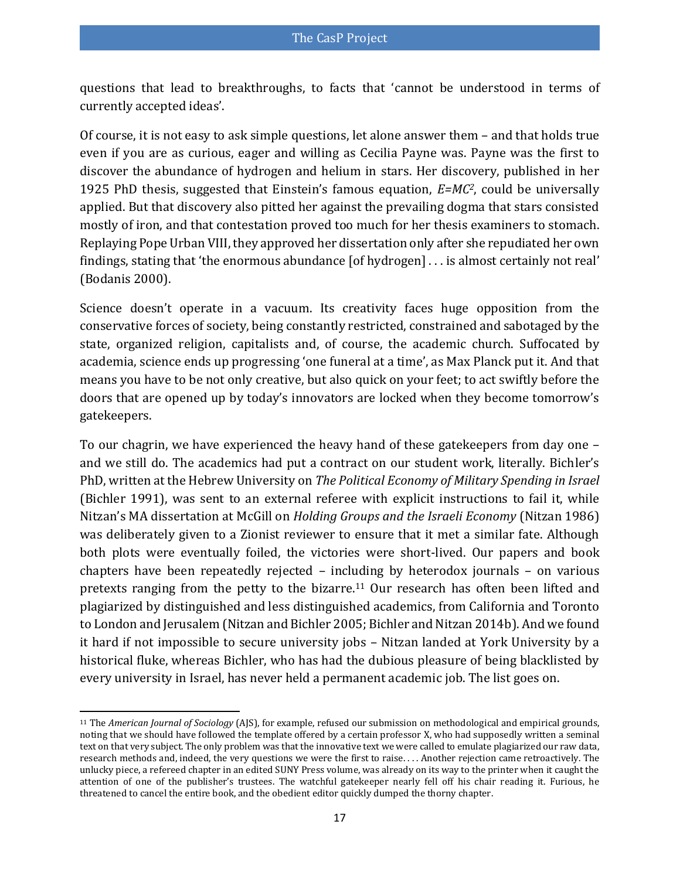questions that lead to breakthroughs, to facts that 'cannot be understood in terms of currently accepted ideas'.

Of course, it is not easy to ask simple questions, let alone answer them – and that holds true even if you are as curious, eager and willing as Cecilia Payne was. Payne was the first to discover the abundance of hydrogen and helium in stars. Her discovery, published in her 1925 PhD thesis, suggested that Einstein's famous equation, $E=MC^2$, could be universally applied. But that discovery also pitted her against the prevailing dogma that stars consisted mostly of iron, and that contestation proved too much for her thesis examiners to stomach. Replaying Pope Urban VIII, they approved her dissertation only after she repudiated her own findings, stating that 'the enormous abundance [of hydrogen] . . . is almost certainly not real' (Bodanis 2000).

Science doesn't operate in a vacuum. Its creativity faces huge opposition from the conservative forces of society, being constantly restricted, constrained and sabotaged by the state, organized religion, capitalists and, of course, the academic church. Suffocated by academia, science ends up progressing 'one funeral at a time', as Max Planck put it. And that means you have to be not only creative, but also quick on your feet; to act swiftly before the doors that are opened up by today's innovators are locked when they become tomorrow's gatekeepers.

To our chagrin, we have experienced the heavy hand of these gatekeepers from day one – and we still do. The academics had put a contract on our student work, literally. Bichler's PhD, written at the Hebrew University on *The Political Economy of Military Spending in Israel* (Bichler 1991), was sent to an external referee with explicit instructions to fail it, while Nitzan's MA dissertation at McGill on *Holding Groups and the Israeli Economy* (Nitzan 1986) was deliberately given to a Zionist reviewer to ensure that it met a similar fate. Although both plots were eventually foiled, the victories were short-lived. Our papers and book chapters have been repeatedly rejected – including by heterodox journals – on various pretexts ranging from the petty to the bizarre.[11] Our research has often been lifted and plagiarized by distinguished and less distinguished academics, from California and Toronto to London and Jerusalem (Nitzan and Bichler 2005; Bichler and Nitzan 2014b). And we found it hard if not impossible to secure university jobs – Nitzan landed at York University by a historical fluke, whereas Bichler, who has had the dubious pleasure of being blacklisted by every university in Israel, has never held a permanent academic job. The list goes on.

---

[11] The *American Journal of Sociology* (AJS), for example, refused our submission on methodological and empirical grounds, noting that we should have followed the template offered by a certain professor X, who had supposedly written a seminal text on that very subject. The only problem was that the innovative text we were called to emulate plagiarized our raw data, research methods and, indeed, the very questions we were the first to raise. . . . Another rejection came retroactively. The unlucky piece, a refereed chapter in an edited SUNY Press volume, was already on its way to the printer when it caught the attention of one of the publisher's trustees. The watchful gatekeeper nearly fell off his chair reading it. Furious, he threatened to cancel the entire book, and the obedient editor quickly dumped the thorny chapter.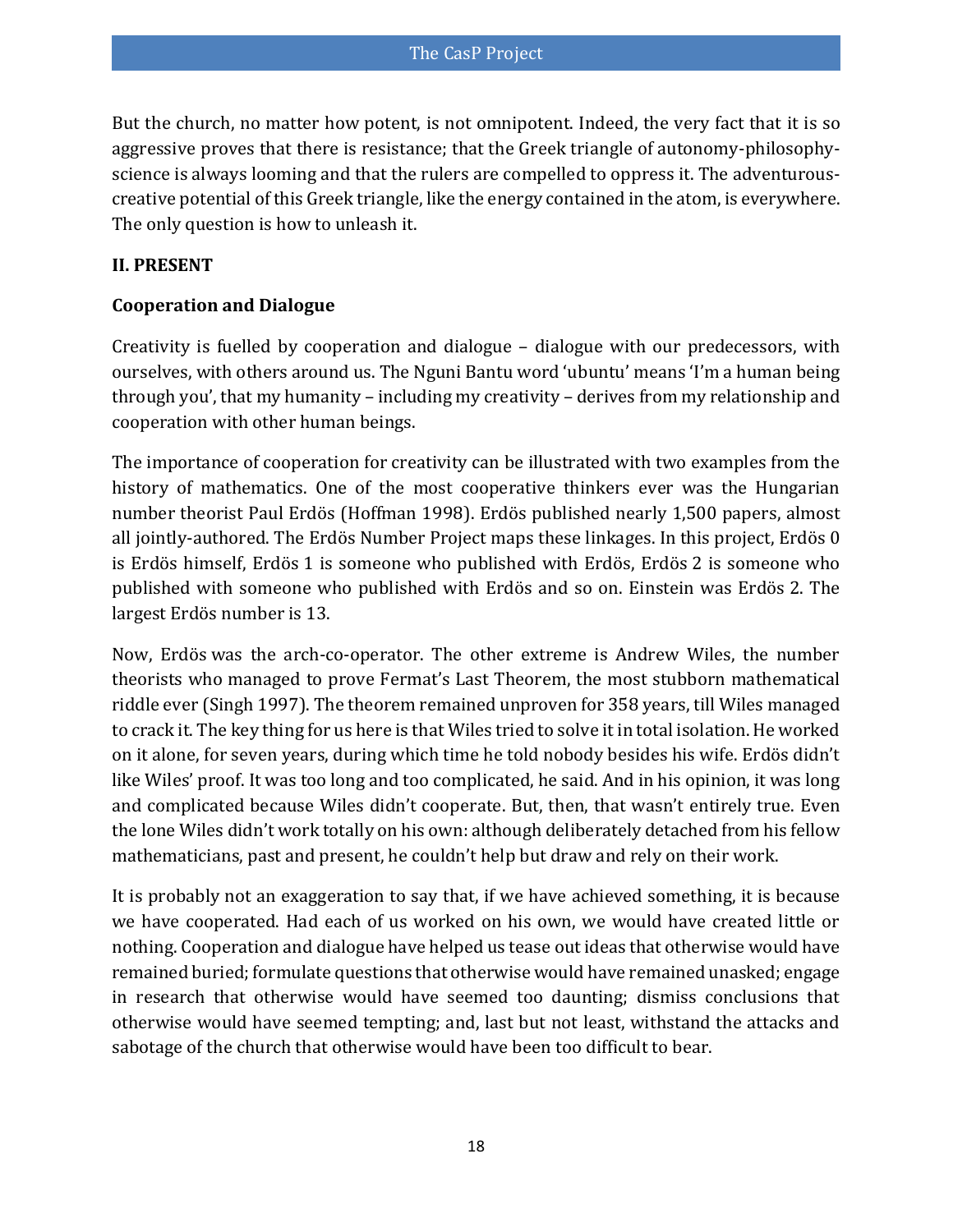But the church, no matter how potent, is not omnipotent. Indeed, the very fact that it is so aggressive proves that there is resistance; that the Greek triangle of autonomy-philosophy-science is always looming and that the rulers are compelled to oppress it. The adventurous-creative potential of this Greek triangle, like the energy contained in the atom, is everywhere. The only question is how to unleash it.

## II. PRESENT

### Cooperation and Dialogue

Creativity is fuelled by cooperation and dialogue – dialogue with our predecessors, with ourselves, with others around us. The Nguni Bantu word 'ubuntu' means 'I'm a human being through you', that my humanity – including my creativity – derives from my relationship and cooperation with other human beings.

The importance of cooperation for creativity can be illustrated with two examples from the history of mathematics. One of the most cooperative thinkers ever was the Hungarian number theorist Paul Erdös (Hoffman 1998). Erdös published nearly 1,500 papers, almost all jointly-authored. The Erdös Number Project maps these linkages. In this project, Erdös 0 is Erdös himself, Erdös 1 is someone who published with Erdös, Erdös 2 is someone who published with someone who published with Erdös and so on. Einstein was Erdös 2. The largest Erdös number is 13.

Now, Erdös was the arch-co-operator. The other extreme is Andrew Wiles, the number theorists who managed to prove Fermat's Last Theorem, the most stubborn mathematical riddle ever (Singh 1997). The theorem remained unproven for 358 years, till Wiles managed to crack it. The key thing for us here is that Wiles tried to solve it in total isolation. He worked on it alone, for seven years, during which time he told nobody besides his wife. Erdös didn't like Wiles' proof. It was too long and too complicated, he said. And in his opinion, it was long and complicated because Wiles didn't cooperate. But, then, that wasn't entirely true. Even the lone Wiles didn't work totally on his own: although deliberately detached from his fellow mathematicians, past and present, he couldn't help but draw and rely on their work.

It is probably not an exaggeration to say that, if we have achieved something, it is because we have cooperated. Had each of us worked on his own, we would have created little or nothing. Cooperation and dialogue have helped us tease out ideas that otherwise would have remained buried; formulate questions that otherwise would have remained unasked; engage in research that otherwise would have seemed too daunting; dismiss conclusions that otherwise would have seemed tempting; and, last but not least, withstand the attacks and sabotage of the church that otherwise would have been too difficult to bear.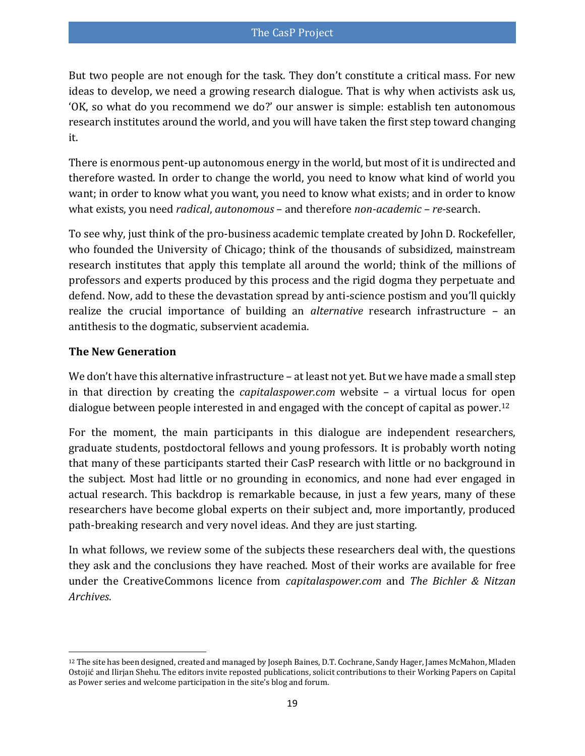But two people are not enough for the task. They don't constitute a critical mass. For new ideas to develop, we need a growing research dialogue. That is why when activists ask us, 'OK, so what do you recommend we do?' our answer is simple: establish ten autonomous research institutes around the world, and you will have taken the first step toward changing it.

There is enormous pent-up autonomous energy in the world, but most of it is undirected and therefore wasted. In order to change the world, you need to know what kind of world you want; in order to know what you want, you need to know what exists; and in order to know what exists, you need *radical*, *autonomous* – and therefore *non-academic* – *re*-search.

To see why, just think of the pro-business academic template created by John D. Rockefeller, who founded the University of Chicago; think of the thousands of subsidized, mainstream research institutes that apply this template all around the world; think of the millions of professors and experts produced by this process and the rigid dogma they perpetuate and defend. Now, add to these the devastation spread by anti-science postism and you'll quickly realize the crucial importance of building an *alternative* research infrastructure – an antithesis to the dogmatic, subservient academia.

**The New Generation**

We don't have this alternative infrastructure – at least not yet. But we have made a small step in that direction by creating the *capitalaspower.com* website – a virtual locus for open dialogue between people interested in and engaged with the concept of capital as power.[12]

For the moment, the main participants in this dialogue are independent researchers, graduate students, postdoctoral fellows and young professors. It is probably worth noting that many of these participants started their CasP research with little or no background in the subject. Most had little or no grounding in economics, and none had ever engaged in actual research. This backdrop is remarkable because, in just a few years, many of these researchers have become global experts on their subject and, more importantly, produced path-breaking research and very novel ideas. And they are just starting.

In what follows, we review some of the subjects these researchers deal with, the questions they ask and the conclusions they have reached. Most of their works are available for free under the CreativeCommons licence from *capitalaspower.com* and *The Bichler & Nitzan Archives*.

[12] The site has been designed, created and managed by Joseph Baines, D.T. Cochrane, Sandy Hager, James McMahon, Mladen Ostojić and Ilirjan Shehu. The editors invite reposted publications, solicit contributions to their Working Papers on Capital as Power series and welcome participation in the site's blog and forum.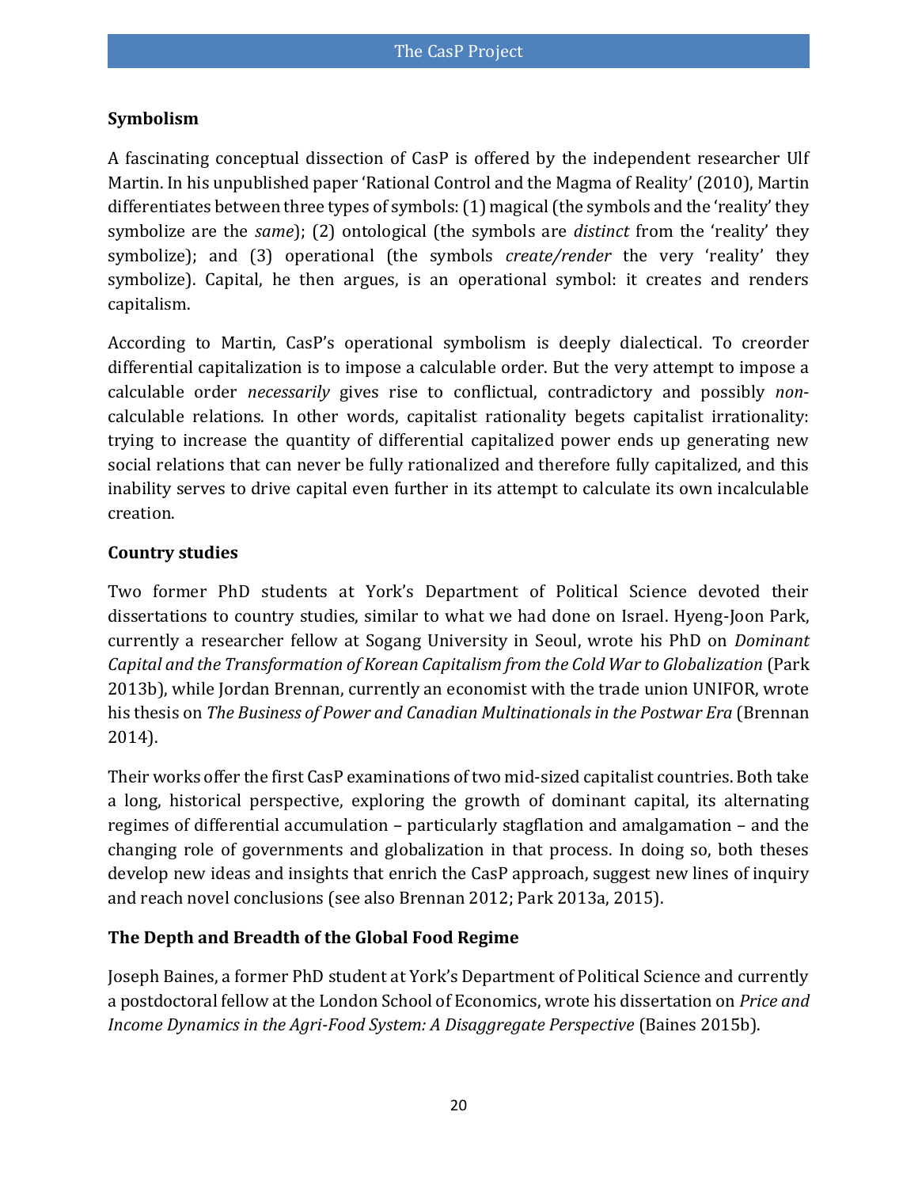## Symbolism

A fascinating conceptual dissection of CasP is offered by the independent researcher Ulf Martin. In his unpublished paper 'Rational Control and the Magma of Reality' (2010), Martin differentiates between three types of symbols: (1) magical (the symbols and the 'reality' they symbolize are the *same*); (2) ontological (the symbols are *distinct* from the 'reality' they symbolize); and (3) operational (the symbols *create/render* the very 'reality' they symbolize). Capital, he then argues, is an operational symbol: it creates and renders capitalism.

According to Martin, CasP's operational symbolism is deeply dialectical. To creorder differential capitalization is to impose a calculable order. But the very attempt to impose a calculable order *necessarily* gives rise to conflictual, contradictory and possibly *non*-calculable relations. In other words, capitalist rationality begets capitalist irrationality: trying to increase the quantity of differential capitalized power ends up generating new social relations that can never be fully rationalized and therefore fully capitalized, and this inability serves to drive capital even further in its attempt to calculate its own incalculable creation.

## Country studies

Two former PhD students at York's Department of Political Science devoted their dissertations to country studies, similar to what we had done on Israel. Hyeng-Joon Park, currently a researcher fellow at Sogang University in Seoul, wrote his PhD on *Dominant Capital and the Transformation of Korean Capitalism from the Cold War to Globalization* (Park 2013b), while Jordan Brennan, currently an economist with the trade union UNIFOR, wrote his thesis on *The Business of Power and Canadian Multinationals in the Postwar Era* (Brennan 2014).

Their works offer the first CasP examinations of two mid-sized capitalist countries. Both take a long, historical perspective, exploring the growth of dominant capital, its alternating regimes of differential accumulation – particularly stagflation and amalgamation – and the changing role of governments and globalization in that process. In doing so, both theses develop new ideas and insights that enrich the CasP approach, suggest new lines of inquiry and reach novel conclusions (see also Brennan 2012; Park 2013a, 2015).

## The Depth and Breadth of the Global Food Regime

Joseph Baines, a former PhD student at York's Department of Political Science and currently a postdoctoral fellow at the London School of Economics, wrote his dissertation on *Price and Income Dynamics in the Agri-Food System: A Disaggregate Perspective* (Baines 2015b).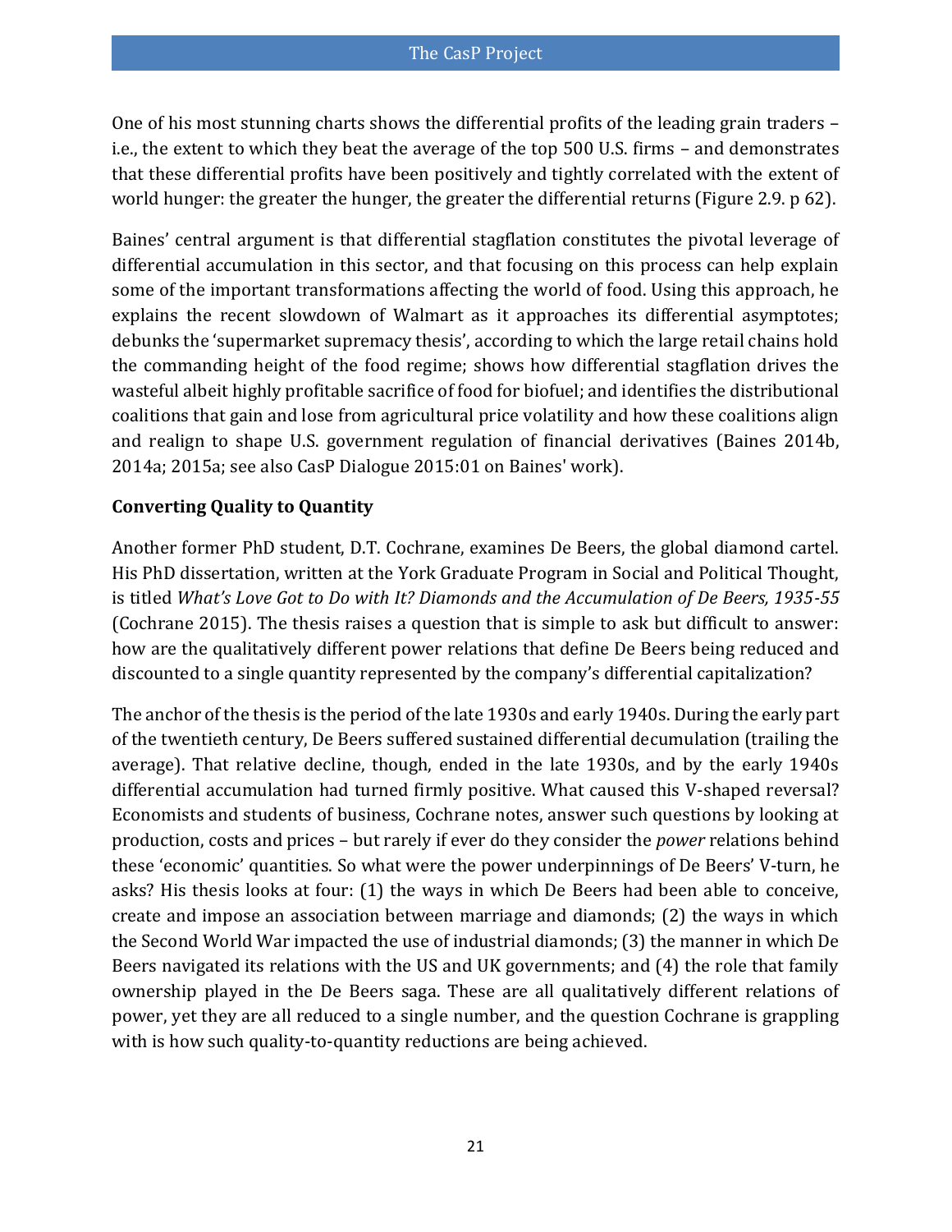One of his most stunning charts shows the differential profits of the leading grain traders – i.e., the extent to which they beat the average of the top 500 U.S. firms – and demonstrates that these differential profits have been positively and tightly correlated with the extent of world hunger: the greater the hunger, the greater the differential returns (Figure 2.9. p 62).

Baines' central argument is that differential stagflation constitutes the pivotal leverage of differential accumulation in this sector, and that focusing on this process can help explain some of the important transformations affecting the world of food. Using this approach, he explains the recent slowdown of Walmart as it approaches its differential asymptotes; debunks the 'supermarket supremacy thesis', according to which the large retail chains hold the commanding height of the food regime; shows how differential stagflation drives the wasteful albeit highly profitable sacrifice of food for biofuel; and identifies the distributional coalitions that gain and lose from agricultural price volatility and how these coalitions align and realign to shape U.S. government regulation of financial derivatives (Baines 2014b, 2014a; 2015a; see also CasP Dialogue 2015:01 on Baines' work).

**Converting Quality to Quantity**

Another former PhD student, D.T. Cochrane, examines De Beers, the global diamond cartel. His PhD dissertation, written at the York Graduate Program in Social and Political Thought, is titled *What's Love Got to Do with It? Diamonds and the Accumulation of De Beers, 1935-55* (Cochrane 2015). The thesis raises a question that is simple to ask but difficult to answer: how are the qualitatively different power relations that define De Beers being reduced and discounted to a single quantity represented by the company's differential capitalization?

The anchor of the thesis is the period of the late 1930s and early 1940s. During the early part of the twentieth century, De Beers suffered sustained differential decumulation (trailing the average). That relative decline, though, ended in the late 1930s, and by the early 1940s differential accumulation had turned firmly positive. What caused this V-shaped reversal? Economists and students of business, Cochrane notes, answer such questions by looking at production, costs and prices – but rarely if ever do they consider the *power* relations behind these 'economic' quantities. So what were the power underpinnings of De Beers' V-turn, he asks? His thesis looks at four: (1) the ways in which De Beers had been able to conceive, create and impose an association between marriage and diamonds; (2) the ways in which the Second World War impacted the use of industrial diamonds; (3) the manner in which De Beers navigated its relations with the US and UK governments; and (4) the role that family ownership played in the De Beers saga. These are all qualitatively different relations of power, yet they are all reduced to a single number, and the question Cochrane is grappling with is how such quality-to-quantity reductions are being achieved.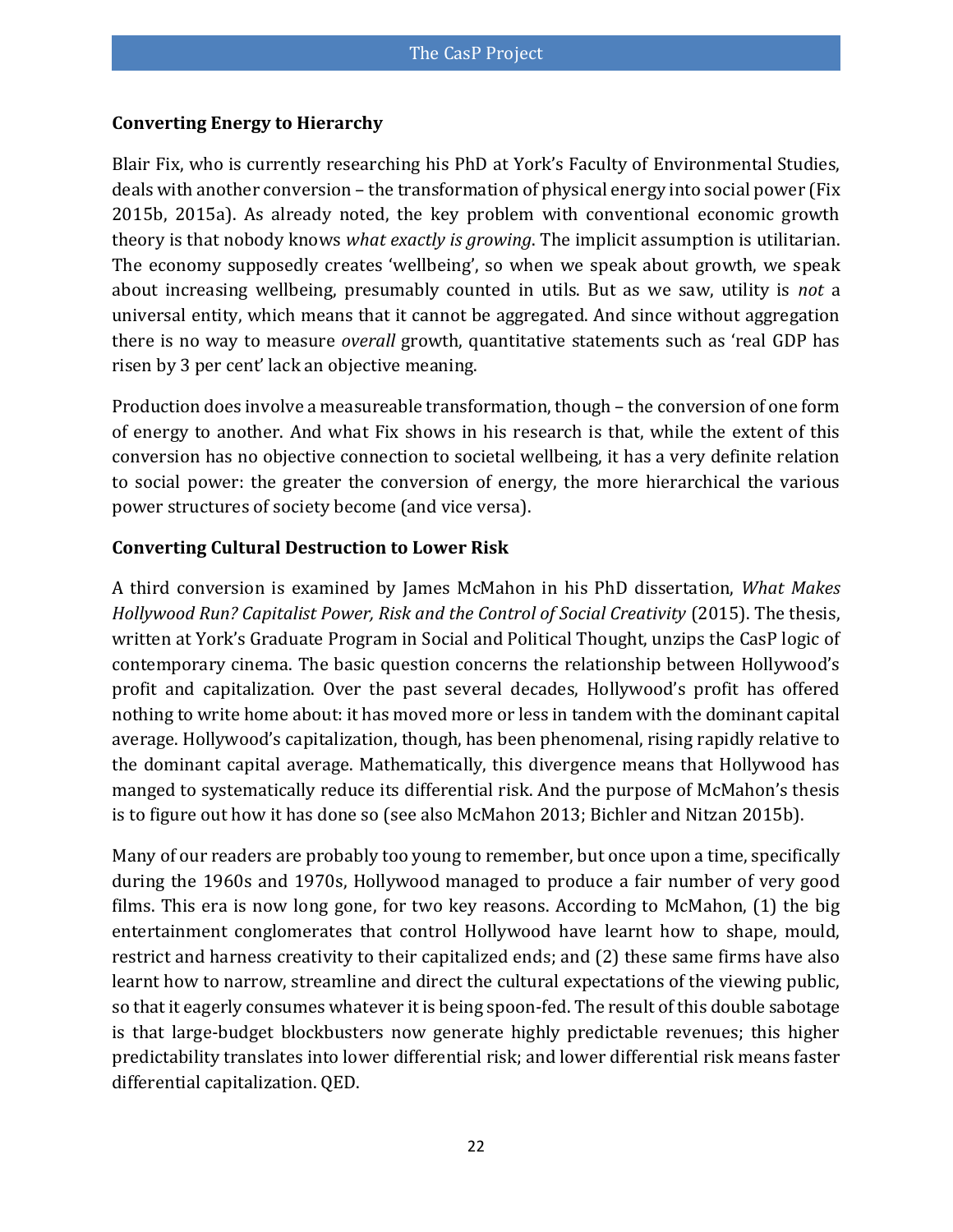### Converting Energy to Hierarchy

Blair Fix, who is currently researching his PhD at York's Faculty of Environmental Studies, deals with another conversion – the transformation of physical energy into social power (Fix 2015b, 2015a). As already noted, the key problem with conventional economic growth theory is that nobody knows *what exactly is growing*. The implicit assumption is utilitarian. The economy supposedly creates 'wellbeing', so when we speak about growth, we speak about increasing wellbeing, presumably counted in utils. But as we saw, utility is *not* a universal entity, which means that it cannot be aggregated. And since without aggregation there is no way to measure *overall* growth, quantitative statements such as 'real GDP has risen by 3 per cent' lack an objective meaning.

Production does involve a measureable transformation, though – the conversion of one form of energy to another. And what Fix shows in his research is that, while the extent of this conversion has no objective connection to societal wellbeing, it has a very definite relation to social power: the greater the conversion of energy, the more hierarchical the various power structures of society become (and vice versa).

### Converting Cultural Destruction to Lower Risk

A third conversion is examined by James McMahon in his PhD dissertation, *What Makes Hollywood Run? Capitalist Power, Risk and the Control of Social Creativity* (2015). The thesis, written at York's Graduate Program in Social and Political Thought, unzips the CasP logic of contemporary cinema. The basic question concerns the relationship between Hollywood's profit and capitalization. Over the past several decades, Hollywood's profit has offered nothing to write home about: it has moved more or less in tandem with the dominant capital average. Hollywood's capitalization, though, has been phenomenal, rising rapidly relative to the dominant capital average. Mathematically, this divergence means that Hollywood has manged to systematically reduce its differential risk. And the purpose of McMahon's thesis is to figure out how it has done so (see also McMahon 2013; Bichler and Nitzan 2015b).

Many of our readers are probably too young to remember, but once upon a time, specifically during the 1960s and 1970s, Hollywood managed to produce a fair number of very good films. This era is now long gone, for two key reasons. According to McMahon, (1) the big entertainment conglomerates that control Hollywood have learnt how to shape, mould, restrict and harness creativity to their capitalized ends; and (2) these same firms have also learnt how to narrow, streamline and direct the cultural expectations of the viewing public, so that it eagerly consumes whatever it is being spoon-fed. The result of this double sabotage is that large-budget blockbusters now generate highly predictable revenues; this higher predictability translates into lower differential risk; and lower differential risk means faster differential capitalization. QED.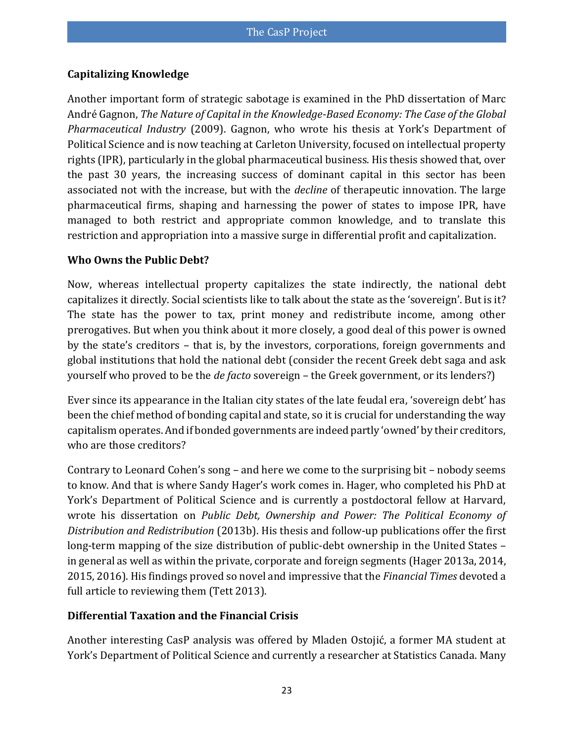### Capitalizing Knowledge

Another important form of strategic sabotage is examined in the PhD dissertation of Marc André Gagnon, *The Nature of Capital in the Knowledge-Based Economy: The Case of the Global Pharmaceutical Industry* (2009). Gagnon, who wrote his thesis at York's Department of Political Science and is now teaching at Carleton University, focused on intellectual property rights (IPR), particularly in the global pharmaceutical business. His thesis showed that, over the past 30 years, the increasing success of dominant capital in this sector has been associated not with the increase, but with the *decline* of therapeutic innovation. The large pharmaceutical firms, shaping and harnessing the power of states to impose IPR, have managed to both restrict and appropriate common knowledge, and to translate this restriction and appropriation into a massive surge in differential profit and capitalization.

### Who Owns the Public Debt?

Now, whereas intellectual property capitalizes the state indirectly, the national debt capitalizes it directly. Social scientists like to talk about the state as the 'sovereign'. But is it? The state has the power to tax, print money and redistribute income, among other prerogatives. But when you think about it more closely, a good deal of this power is owned by the state's creditors – that is, by the investors, corporations, foreign governments and global institutions that hold the national debt (consider the recent Greek debt saga and ask yourself who proved to be the *de facto* sovereign – the Greek government, or its lenders?)

Ever since its appearance in the Italian city states of the late feudal era, 'sovereign debt' has been the chief method of bonding capital and state, so it is crucial for understanding the way capitalism operates. And if bonded governments are indeed partly 'owned' by their creditors, who are those creditors?

Contrary to Leonard Cohen's song – and here we come to the surprising bit – nobody seems to know. And that is where Sandy Hager's work comes in. Hager, who completed his PhD at York's Department of Political Science and is currently a postdoctoral fellow at Harvard, wrote his dissertation on *Public Debt, Ownership and Power: The Political Economy of Distribution and Redistribution* (2013b). His thesis and follow-up publications offer the first long-term mapping of the size distribution of public-debt ownership in the United States – in general as well as within the private, corporate and foreign segments (Hager 2013a, 2014, 2015, 2016). His findings proved so novel and impressive that the *Financial Times* devoted a full article to reviewing them (Tett 2013).

### Differential Taxation and the Financial Crisis

Another interesting CasP analysis was offered by Mladen Ostojić, a former MA student at York's Department of Political Science and currently a researcher at Statistics Canada. Many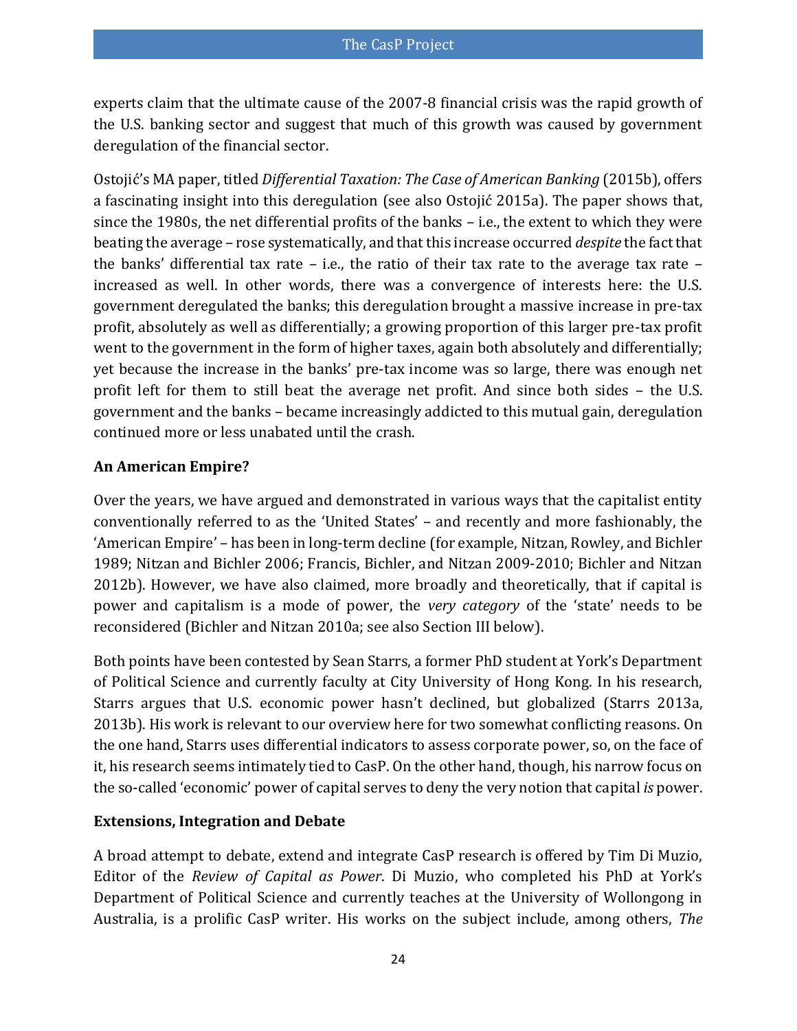experts claim that the ultimate cause of the 2007-8 financial crisis was the rapid growth of the U.S. banking sector and suggest that much of this growth was caused by government deregulation of the financial sector.

Ostojić's MA paper, titled *Differential Taxation: The Case of American Banking* (2015b), offers a fascinating insight into this deregulation (see also Ostojić 2015a). The paper shows that, since the 1980s, the net differential profits of the banks – i.e., the extent to which they were beating the average – rose systematically, and that this increase occurred *despite* the fact that the banks' differential tax rate – i.e., the ratio of their tax rate to the average tax rate – increased as well. In other words, there was a convergence of interests here: the U.S. government deregulated the banks; this deregulation brought a massive increase in pre-tax profit, absolutely as well as differentially; a growing proportion of this larger pre-tax profit went to the government in the form of higher taxes, again both absolutely and differentially; yet because the increase in the banks' pre-tax income was so large, there was enough net profit left for them to still beat the average net profit. And since both sides – the U.S. government and the banks – became increasingly addicted to this mutual gain, deregulation continued more or less unabated until the crash.

### An American Empire?

Over the years, we have argued and demonstrated in various ways that the capitalist entity conventionally referred to as the 'United States' – and recently and more fashionably, the 'American Empire' – has been in long-term decline (for example, Nitzan, Rowley, and Bichler 1989; Nitzan and Bichler 2006; Francis, Bichler, and Nitzan 2009-2010; Bichler and Nitzan 2012b). However, we have also claimed, more broadly and theoretically, that if capital is power and capitalism is a mode of power, the *very category* of the 'state' needs to be reconsidered (Bichler and Nitzan 2010a; see also Section III below).

Both points have been contested by Sean Starrs, a former PhD student at York's Department of Political Science and currently faculty at City University of Hong Kong. In his research, Starrs argues that U.S. economic power hasn't declined, but globalized (Starrs 2013a, 2013b). His work is relevant to our overview here for two somewhat conflicting reasons. On the one hand, Starrs uses differential indicators to assess corporate power, so, on the face of it, his research seems intimately tied to CasP. On the other hand, though, his narrow focus on the so-called 'economic' power of capital serves to deny the very notion that capital *is* power.

### Extensions, Integration and Debate

A broad attempt to debate, extend and integrate CasP research is offered by Tim Di Muzio, Editor of the *Review of Capital as Power*. Di Muzio, who completed his PhD at York's Department of Political Science and currently teaches at the University of Wollongong in Australia, is a prolific CasP writer. His works on the subject include, among others, *The*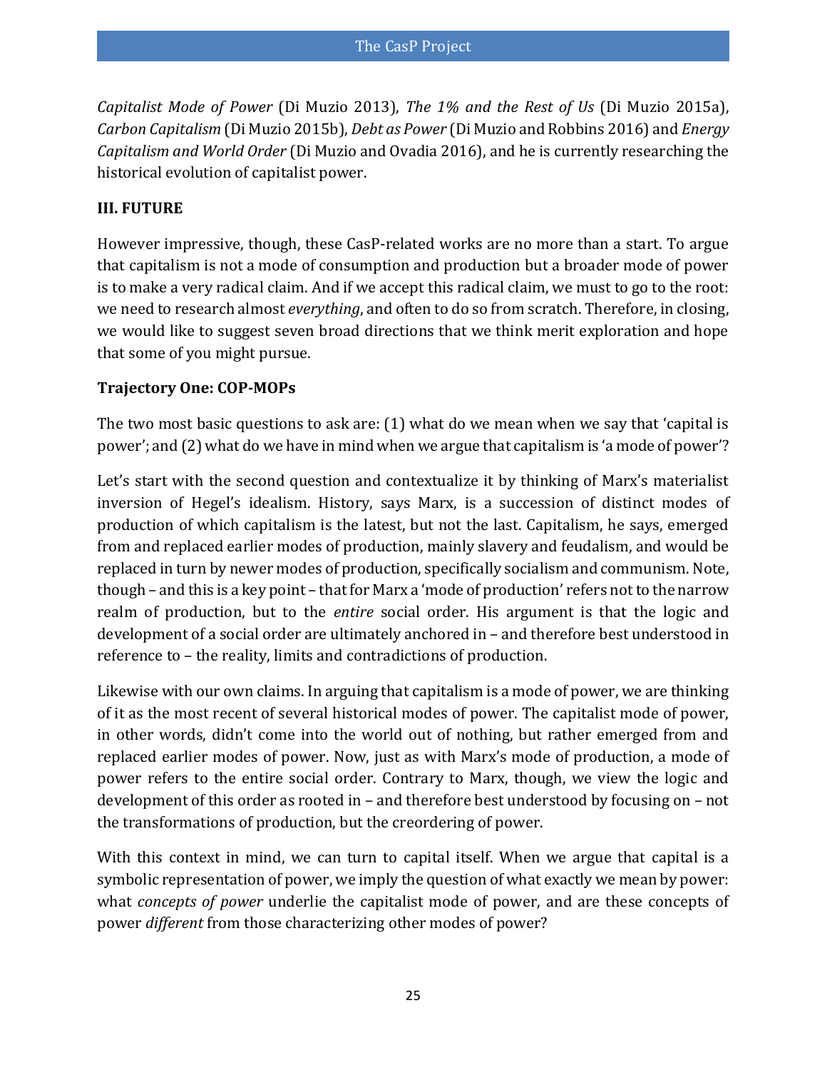*Capitalist Mode of Power* (Di Muzio 2013), *The 1% and the Rest of Us* (Di Muzio 2015a), *Carbon Capitalism* (Di Muzio 2015b), *Debt as Power* (Di Muzio and Robbins 2016) and *Energy Capitalism and World Order* (Di Muzio and Ovadia 2016), and he is currently researching the historical evolution of capitalist power.

## III. FUTURE

However impressive, though, these CasP-related works are no more than a start. To argue that capitalism is not a mode of consumption and production but a broader mode of power is to make a very radical claim. And if we accept this radical claim, we must to go to the root: we need to research almost *everything*, and often to do so from scratch. Therefore, in closing, we would like to suggest seven broad directions that we think merit exploration and hope that some of you might pursue.

### Trajectory One: COP-MOPs

The two most basic questions to ask are: (1) what do we mean when we say that 'capital is power'; and (2) what do we have in mind when we argue that capitalism is 'a mode of power'?

Let's start with the second question and contextualize it by thinking of Marx's materialist inversion of Hegel's idealism. History, says Marx, is a succession of distinct modes of production of which capitalism is the latest, but not the last. Capitalism, he says, emerged from and replaced earlier modes of production, mainly slavery and feudalism, and would be replaced in turn by newer modes of production, specifically socialism and communism. Note, though – and this is a key point – that for Marx a 'mode of production' refers not to the narrow realm of production, but to the *entire* social order. His argument is that the logic and development of a social order are ultimately anchored in – and therefore best understood in reference to – the reality, limits and contradictions of production.

Likewise with our own claims. In arguing that capitalism is a mode of power, we are thinking of it as the most recent of several historical modes of power. The capitalist mode of power, in other words, didn't come into the world out of nothing, but rather emerged from and replaced earlier modes of power. Now, just as with Marx's mode of production, a mode of power refers to the entire social order. Contrary to Marx, though, we view the logic and development of this order as rooted in – and therefore best understood by focusing on – not the transformations of production, but the creordering of power.

With this context in mind, we can turn to capital itself. When we argue that capital is a symbolic representation of power, we imply the question of what exactly we mean by power: what *concepts of power* underlie the capitalist mode of power, and are these concepts of power *different* from those characterizing other modes of power?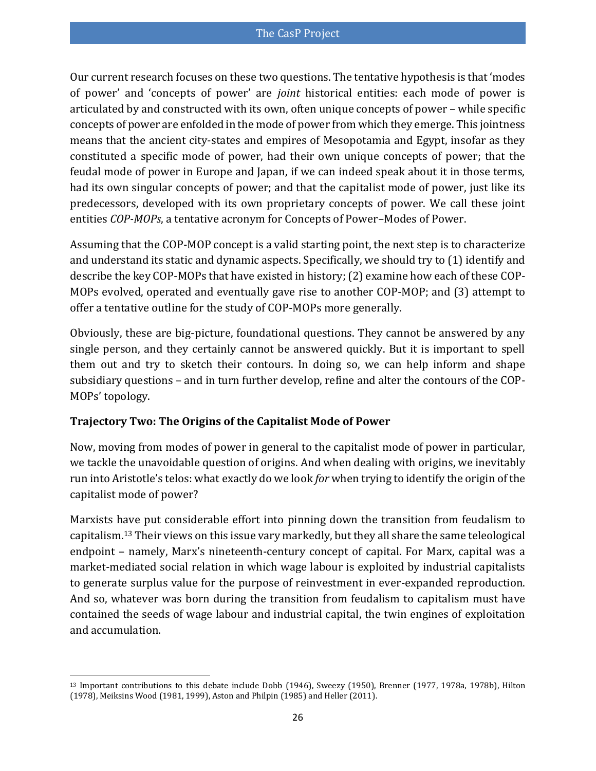Our current research focuses on these two questions. The tentative hypothesis is that 'modes of power' and 'concepts of power' are *joint* historical entities: each mode of power is articulated by and constructed with its own, often unique concepts of power – while specific concepts of power are enfolded in the mode of power from which they emerge. This jointness means that the ancient city-states and empires of Mesopotamia and Egypt, insofar as they constituted a specific mode of power, had their own unique concepts of power; that the feudal mode of power in Europe and Japan, if we can indeed speak about it in those terms, had its own singular concepts of power; and that the capitalist mode of power, just like its predecessors, developed with its own proprietary concepts of power. We call these joint entities *COP-MOPs*, a tentative acronym for Concepts of Power–Modes of Power.

Assuming that the COP-MOP concept is a valid starting point, the next step is to characterize and understand its static and dynamic aspects. Specifically, we should try to (1) identify and describe the key COP-MOPs that have existed in history; (2) examine how each of these COP-MOPs evolved, operated and eventually gave rise to another COP-MOP; and (3) attempt to offer a tentative outline for the study of COP-MOPs more generally.

Obviously, these are big-picture, foundational questions. They cannot be answered by any single person, and they certainly cannot be answered quickly. But it is important to spell them out and try to sketch their contours. In doing so, we can help inform and shape subsidiary questions – and in turn further develop, refine and alter the contours of the COP-MOPs' topology.

### Trajectory Two: The Origins of the Capitalist Mode of Power

Now, moving from modes of power in general to the capitalist mode of power in particular, we tackle the unavoidable question of origins. And when dealing with origins, we inevitably run into Aristotle's telos: what exactly do we look *for* when trying to identify the origin of the capitalist mode of power?

Marxists have put considerable effort into pinning down the transition from feudalism to capitalism.[13] Their views on this issue vary markedly, but they all share the same teleological endpoint – namely, Marx's nineteenth-century concept of capital. For Marx, capital was a market-mediated social relation in which wage labour is exploited by industrial capitalists to generate surplus value for the purpose of reinvestment in ever-expanded reproduction. And so, whatever was born during the transition from feudalism to capitalism must have contained the seeds of wage labour and industrial capital, the twin engines of exploitation and accumulation.

[13] Important contributions to this debate include Dobb (1946), Sweezy (1950), Brenner (1977, 1978a, 1978b), Hilton (1978), Meiksins Wood (1981, 1999), Aston and Philpin (1985) and Heller (2011).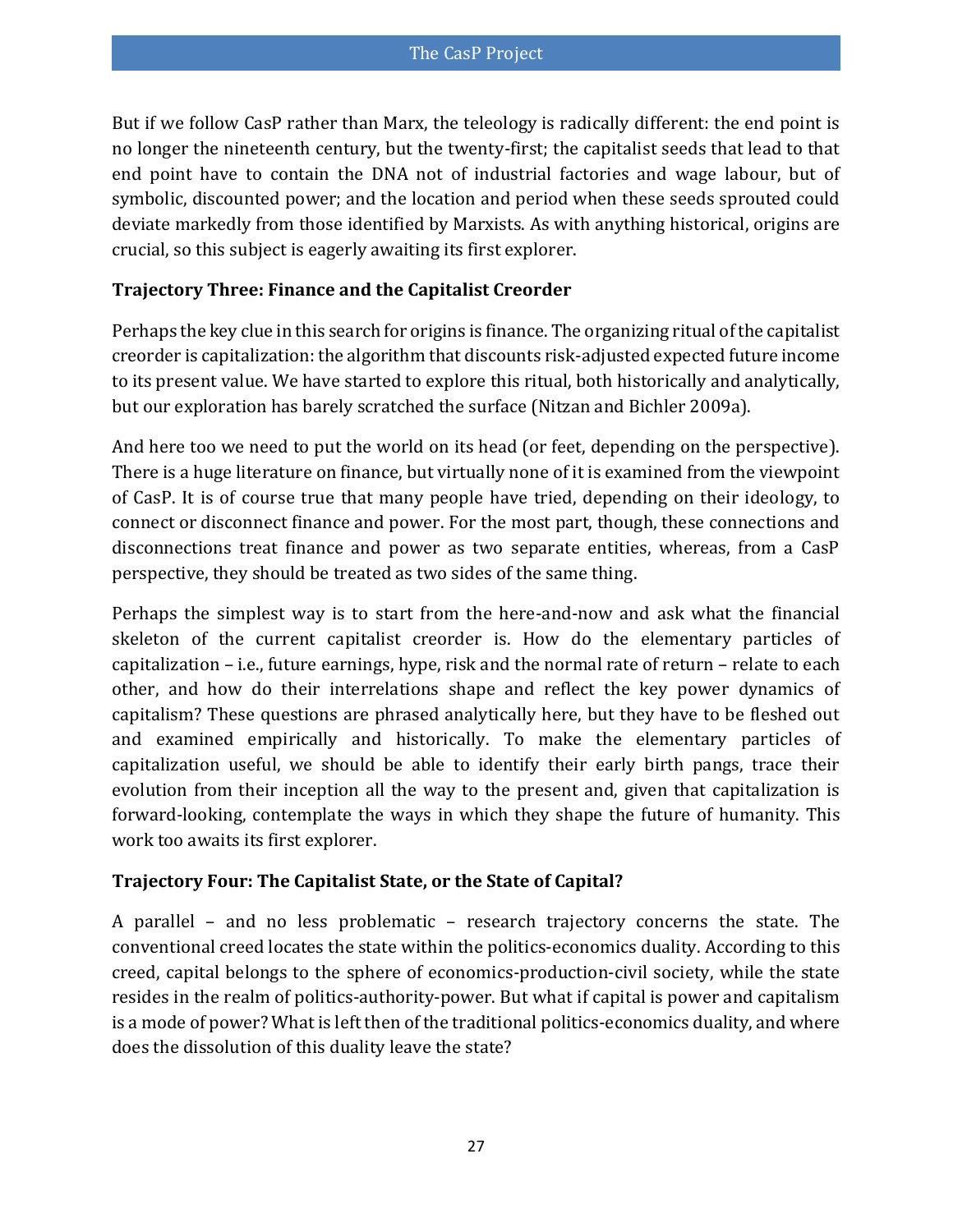But if we follow CasP rather than Marx, the teleology is radically different: the end point is no longer the nineteenth century, but the twenty-first; the capitalist seeds that lead to that end point have to contain the DNA not of industrial factories and wage labour, but of symbolic, discounted power; and the location and period when these seeds sprouted could deviate markedly from those identified by Marxists. As with anything historical, origins are crucial, so this subject is eagerly awaiting its first explorer.

### Trajectory Three: Finance and the Capitalist Creorder

Perhaps the key clue in this search for origins is finance. The organizing ritual of the capitalist creorder is capitalization: the algorithm that discounts risk-adjusted expected future income to its present value. We have started to explore this ritual, both historically and analytically, but our exploration has barely scratched the surface (Nitzan and Bichler 2009a).

And here too we need to put the world on its head (or feet, depending on the perspective). There is a huge literature on finance, but virtually none of it is examined from the viewpoint of CasP. It is of course true that many people have tried, depending on their ideology, to connect or disconnect finance and power. For the most part, though, these connections and disconnections treat finance and power as two separate entities, whereas, from a CasP perspective, they should be treated as two sides of the same thing.

Perhaps the simplest way is to start from the here-and-now and ask what the financial skeleton of the current capitalist creorder is. How do the elementary particles of capitalization – i.e., future earnings, hype, risk and the normal rate of return – relate to each other, and how do their interrelations shape and reflect the key power dynamics of capitalism? These questions are phrased analytically here, but they have to be fleshed out and examined empirically and historically. To make the elementary particles of capitalization useful, we should be able to identify their early birth pangs, trace their evolution from their inception all the way to the present and, given that capitalization is forward-looking, contemplate the ways in which they shape the future of humanity. This work too awaits its first explorer.

### Trajectory Four: The Capitalist State, or the State of Capital?

A parallel – and no less problematic – research trajectory concerns the state. The conventional creed locates the state within the politics-economics duality. According to this creed, capital belongs to the sphere of economics-production-civil society, while the state resides in the realm of politics-authority-power. But what if capital is power and capitalism is a mode of power? What is left then of the traditional politics-economics duality, and where does the dissolution of this duality leave the state?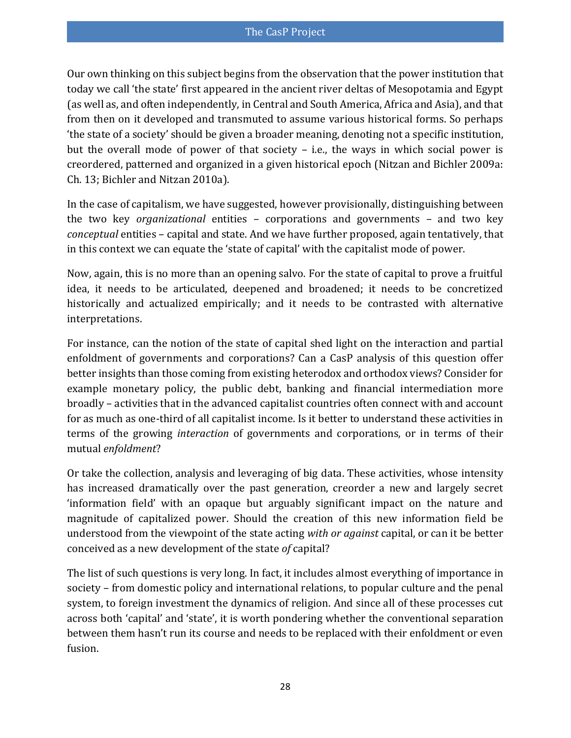Our own thinking on this subject begins from the observation that the power institution that today we call 'the state' first appeared in the ancient river deltas of Mesopotamia and Egypt (as well as, and often independently, in Central and South America, Africa and Asia), and that from then on it developed and transmuted to assume various historical forms. So perhaps 'the state of a society' should be given a broader meaning, denoting not a specific institution, but the overall mode of power of that society – i.e., the ways in which social power is creordered, patterned and organized in a given historical epoch (Nitzan and Bichler 2009a: Ch. 13; Bichler and Nitzan 2010a).

In the case of capitalism, we have suggested, however provisionally, distinguishing between the two key *organizational* entities – corporations and governments – and two key *conceptual* entities – capital and state. And we have further proposed, again tentatively, that in this context we can equate the 'state of capital' with the capitalist mode of power.

Now, again, this is no more than an opening salvo. For the state of capital to prove a fruitful idea, it needs to be articulated, deepened and broadened; it needs to be concretized historically and actualized empirically; and it needs to be contrasted with alternative interpretations.

For instance, can the notion of the state of capital shed light on the interaction and partial enfoldment of governments and corporations? Can a CasP analysis of this question offer better insights than those coming from existing heterodox and orthodox views? Consider for example monetary policy, the public debt, banking and financial intermediation more broadly – activities that in the advanced capitalist countries often connect with and account for as much as one-third of all capitalist income. Is it better to understand these activities in terms of the growing *interaction* of governments and corporations, or in terms of their mutual *enfoldment*?

Or take the collection, analysis and leveraging of big data. These activities, whose intensity has increased dramatically over the past generation, creorder a new and largely secret 'information field' with an opaque but arguably significant impact on the nature and magnitude of capitalized power. Should the creation of this new information field be understood from the viewpoint of the state acting *with or against* capital, or can it be better conceived as a new development of the state *of* capital?

The list of such questions is very long. In fact, it includes almost everything of importance in society – from domestic policy and international relations, to popular culture and the penal system, to foreign investment the dynamics of religion. And since all of these processes cut across both 'capital' and 'state', it is worth pondering whether the conventional separation between them hasn't run its course and needs to be replaced with their enfoldment or even fusion.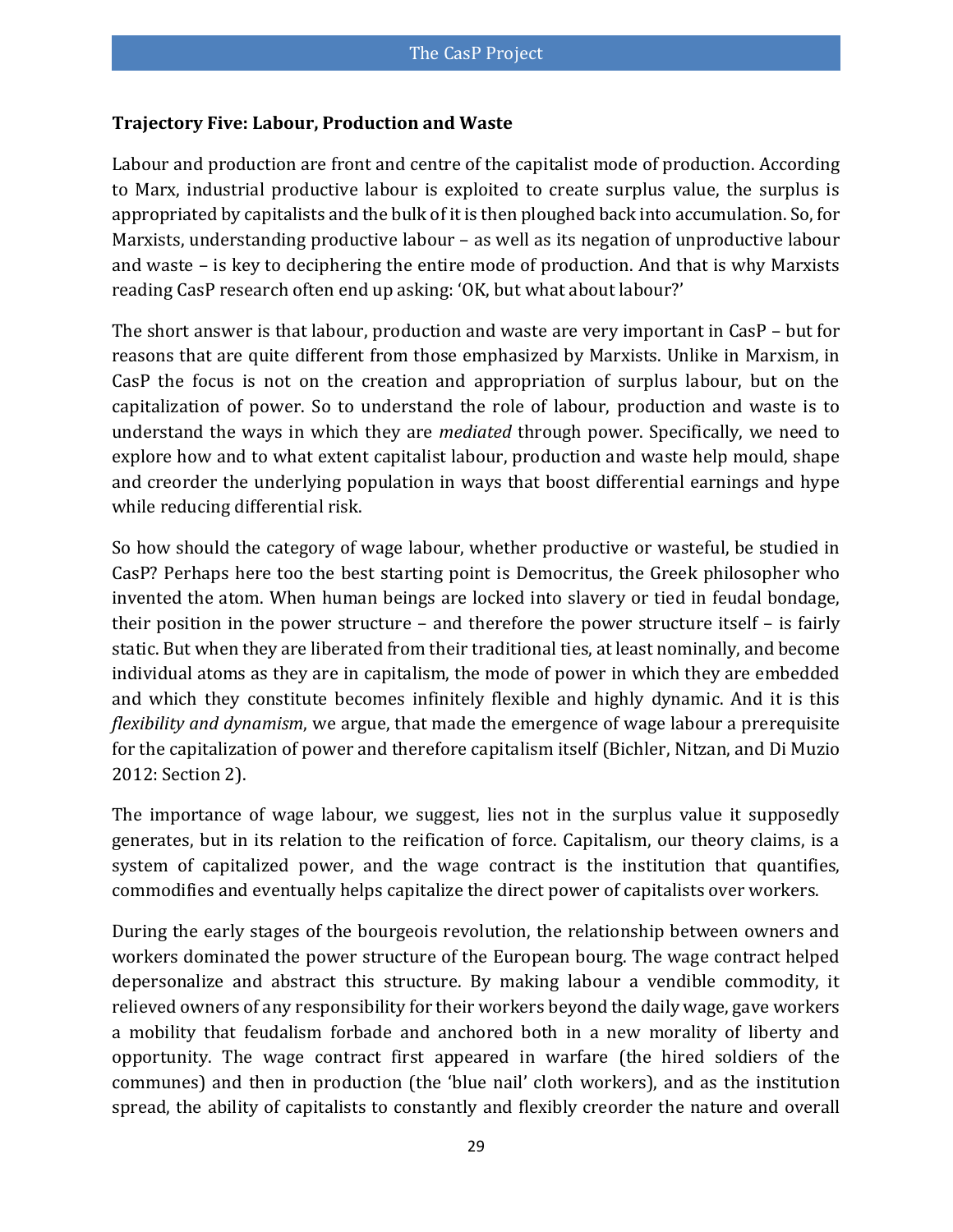### Trajectory Five: Labour, Production and Waste

Labour and production are front and centre of the capitalist mode of production. According to Marx, industrial productive labour is exploited to create surplus value, the surplus is appropriated by capitalists and the bulk of it is then ploughed back into accumulation. So, for Marxists, understanding productive labour – as well as its negation of unproductive labour and waste – is key to deciphering the entire mode of production. And that is why Marxists reading CasP research often end up asking: 'OK, but what about labour?'

The short answer is that labour, production and waste are very important in CasP – but for reasons that are quite different from those emphasized by Marxists. Unlike in Marxism, in CasP the focus is not on the creation and appropriation of surplus labour, but on the capitalization of power. So to understand the role of labour, production and waste is to understand the ways in which they are *mediated* through power. Specifically, we need to explore how and to what extent capitalist labour, production and waste help mould, shape and creorder the underlying population in ways that boost differential earnings and hype while reducing differential risk.

So how should the category of wage labour, whether productive or wasteful, be studied in CasP? Perhaps here too the best starting point is Democritus, the Greek philosopher who invented the atom. When human beings are locked into slavery or tied in feudal bondage, their position in the power structure – and therefore the power structure itself – is fairly static. But when they are liberated from their traditional ties, at least nominally, and become individual atoms as they are in capitalism, the mode of power in which they are embedded and which they constitute becomes infinitely flexible and highly dynamic. And it is this *flexibility and dynamism*, we argue, that made the emergence of wage labour a prerequisite for the capitalization of power and therefore capitalism itself (Bichler, Nitzan, and Di Muzio 2012: Section 2).

The importance of wage labour, we suggest, lies not in the surplus value it supposedly generates, but in its relation to the reification of force. Capitalism, our theory claims, is a system of capitalized power, and the wage contract is the institution that quantifies, commodifies and eventually helps capitalize the direct power of capitalists over workers.

During the early stages of the bourgeois revolution, the relationship between owners and workers dominated the power structure of the European bourg. The wage contract helped depersonalize and abstract this structure. By making labour a vendible commodity, it relieved owners of any responsibility for their workers beyond the daily wage, gave workers a mobility that feudalism forbade and anchored both in a new morality of liberty and opportunity. The wage contract first appeared in warfare (the hired soldiers of the communes) and then in production (the 'blue nail' cloth workers), and as the institution spread, the ability of capitalists to constantly and flexibly creorder the nature and overall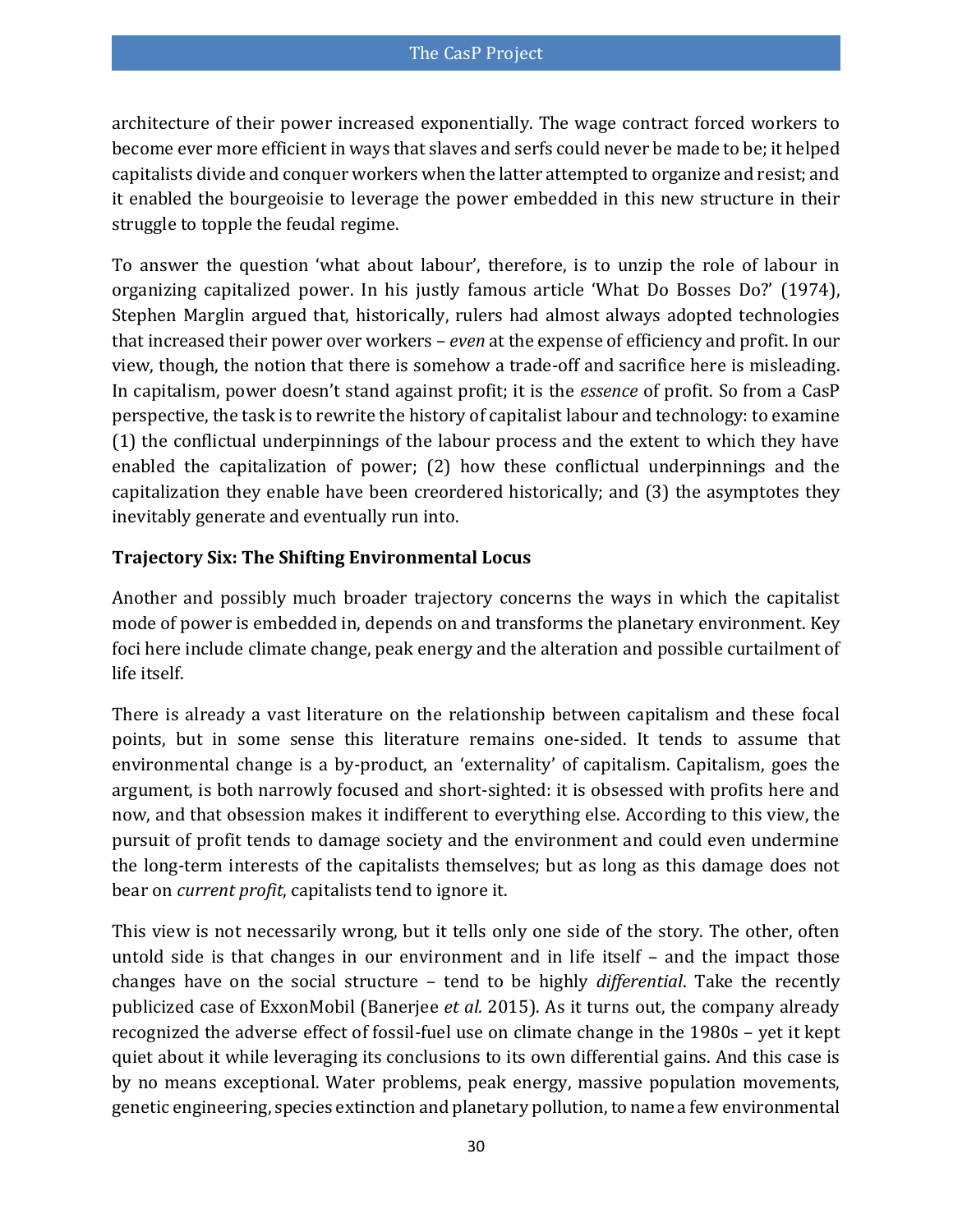architecture of their power increased exponentially. The wage contract forced workers to become ever more efficient in ways that slaves and serfs could never be made to be; it helped capitalists divide and conquer workers when the latter attempted to organize and resist; and it enabled the bourgeoisie to leverage the power embedded in this new structure in their struggle to topple the feudal regime.

To answer the question 'what about labour', therefore, is to unzip the role of labour in organizing capitalized power. In his justly famous article 'What Do Bosses Do?' (1974), Stephen Marglin argued that, historically, rulers had almost always adopted technologies that increased their power over workers – *even* at the expense of efficiency and profit. In our view, though, the notion that there is somehow a trade-off and sacrifice here is misleading. In capitalism, power doesn't stand against profit; it is the *essence* of profit. So from a CasP perspective, the task is to rewrite the history of capitalist labour and technology: to examine (1) the conflictual underpinnings of the labour process and the extent to which they have enabled the capitalization of power; (2) how these conflictual underpinnings and the capitalization they enable have been creordered historically; and (3) the asymptotes they inevitably generate and eventually run into.

### Trajectory Six: The Shifting Environmental Locus

Another and possibly much broader trajectory concerns the ways in which the capitalist mode of power is embedded in, depends on and transforms the planetary environment. Key foci here include climate change, peak energy and the alteration and possible curtailment of life itself.

There is already a vast literature on the relationship between capitalism and these focal points, but in some sense this literature remains one-sided. It tends to assume that environmental change is a by-product, an 'externality' of capitalism. Capitalism, goes the argument, is both narrowly focused and short-sighted: it is obsessed with profits here and now, and that obsession makes it indifferent to everything else. According to this view, the pursuit of profit tends to damage society and the environment and could even undermine the long-term interests of the capitalists themselves; but as long as this damage does not bear on *current profit*, capitalists tend to ignore it.

This view is not necessarily wrong, but it tells only one side of the story. The other, often untold side is that changes in our environment and in life itself – and the impact those changes have on the social structure – tend to be highly *differential*. Take the recently publicized case of ExxonMobil (Banerjee *et al.* 2015). As it turns out, the company already recognized the adverse effect of fossil-fuel use on climate change in the 1980s – yet it kept quiet about it while leveraging its conclusions to its own differential gains. And this case is by no means exceptional. Water problems, peak energy, massive population movements, genetic engineering, species extinction and planetary pollution, to name a few environmental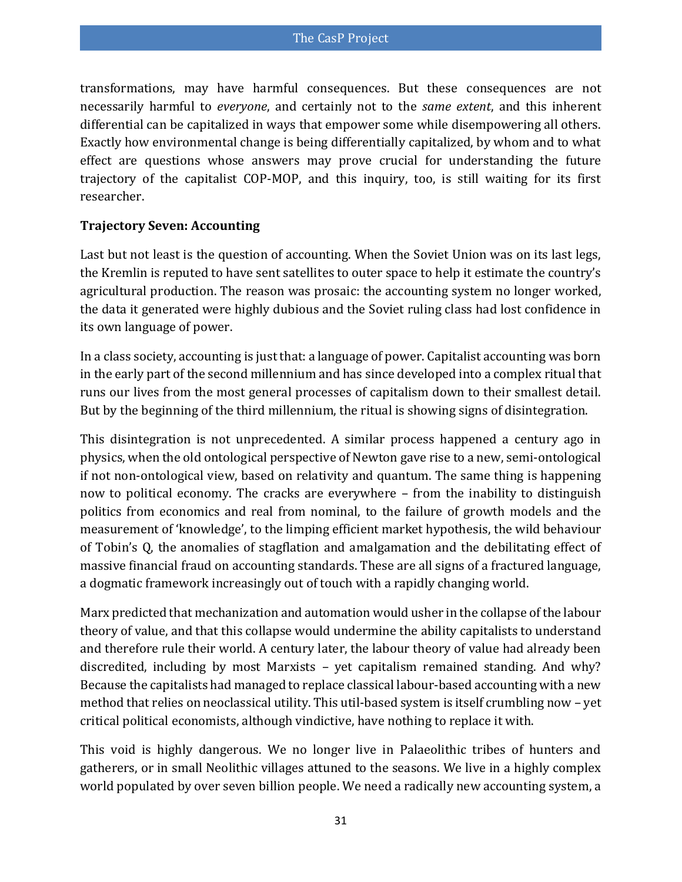transformations, may have harmful consequences. But these consequences are not necessarily harmful to *everyone*, and certainly not to the *same extent*, and this inherent differential can be capitalized in ways that empower some while disempowering all others. Exactly how environmental change is being differentially capitalized, by whom and to what effect are questions whose answers may prove crucial for understanding the future trajectory of the capitalist COP-MOP, and this inquiry, too, is still waiting for its first researcher.

### Trajectory Seven: Accounting

Last but not least is the question of accounting. When the Soviet Union was on its last legs, the Kremlin is reputed to have sent satellites to outer space to help it estimate the country's agricultural production. The reason was prosaic: the accounting system no longer worked, the data it generated were highly dubious and the Soviet ruling class had lost confidence in its own language of power.

In a class society, accounting is just that: a language of power. Capitalist accounting was born in the early part of the second millennium and has since developed into a complex ritual that runs our lives from the most general processes of capitalism down to their smallest detail. But by the beginning of the third millennium, the ritual is showing signs of disintegration.

This disintegration is not unprecedented. A similar process happened a century ago in physics, when the old ontological perspective of Newton gave rise to a new, semi-ontological if not non-ontological view, based on relativity and quantum. The same thing is happening now to political economy. The cracks are everywhere – from the inability to distinguish politics from economics and real from nominal, to the failure of growth models and the measurement of 'knowledge', to the limping efficient market hypothesis, the wild behaviour of Tobin's Q, the anomalies of stagflation and amalgamation and the debilitating effect of massive financial fraud on accounting standards. These are all signs of a fractured language, a dogmatic framework increasingly out of touch with a rapidly changing world.

Marx predicted that mechanization and automation would usher in the collapse of the labour theory of value, and that this collapse would undermine the ability capitalists to understand and therefore rule their world. A century later, the labour theory of value had already been discredited, including by most Marxists – yet capitalism remained standing. And why? Because the capitalists had managed to replace classical labour-based accounting with a new method that relies on neoclassical utility. This util-based system is itself crumbling now – yet critical political economists, although vindictive, have nothing to replace it with.

This void is highly dangerous. We no longer live in Palaeolithic tribes of hunters and gatherers, or in small Neolithic villages attuned to the seasons. We live in a highly complex world populated by over seven billion people. We need a radically new accounting system, a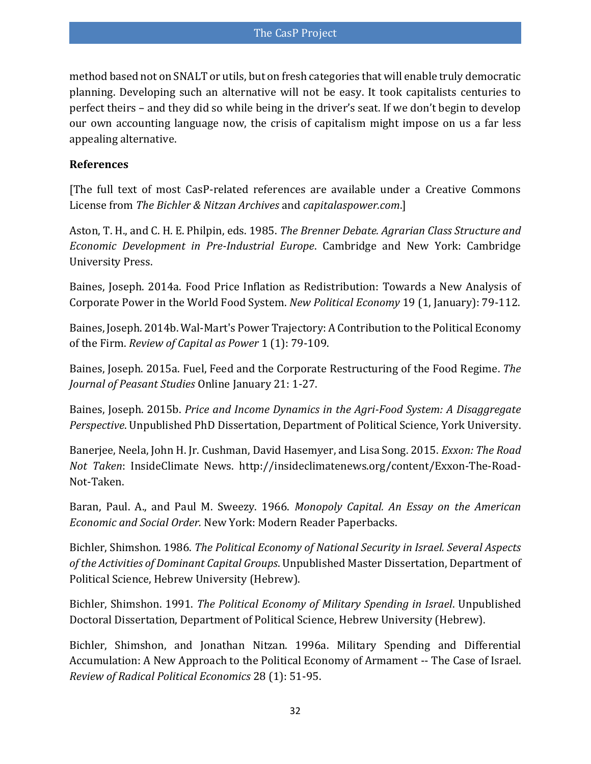method based not on SNALT or utils, but on fresh categories that will enable truly democratic planning. Developing such an alternative will not be easy. It took capitalists centuries to perfect theirs – and they did so while being in the driver's seat. If we don't begin to develop our own accounting language now, the crisis of capitalism might impose on us a far less appealing alternative.

**References**

[The full text of most CasP-related references are available under a Creative Commons License from *The Bichler & Nitzan Archives* and *capitalaspower.com*.]

Aston, T. H., and C. H. E. Philpin, eds. 1985. *The Brenner Debate. Agrarian Class Structure and Economic Development in Pre-Industrial Europe*. Cambridge and New York: Cambridge University Press.

Baines, Joseph. 2014a. Food Price Inflation as Redistribution: Towards a New Analysis of Corporate Power in the World Food System. *New Political Economy* 19 (1, January): 79-112.

Baines, Joseph. 2014b. Wal-Mart's Power Trajectory: A Contribution to the Political Economy of the Firm. *Review of Capital as Power* 1 (1): 79-109.

Baines, Joseph. 2015a. Fuel, Feed and the Corporate Restructuring of the Food Regime. *The Journal of Peasant Studies* Online January 21: 1-27.

Baines, Joseph. 2015b. *Price and Income Dynamics in the Agri-Food System: A Disaggregate Perspective*. Unpublished PhD Dissertation, Department of Political Science, York University.

Banerjee, Neela, John H. Jr. Cushman, David Hasemyer, and Lisa Song. 2015. *Exxon: The Road Not Taken*: InsideClimate News. http://insideclimatenews.org/content/Exxon-The-Road-Not-Taken.

Baran, Paul. A., and Paul M. Sweezy. 1966. *Monopoly Capital. An Essay on the American Economic and Social Order.* New York: Modern Reader Paperbacks.

Bichler, Shimshon. 1986. *The Political Economy of National Security in Israel. Several Aspects of the Activities of Dominant Capital Groups*. Unpublished Master Dissertation, Department of Political Science, Hebrew University (Hebrew).

Bichler, Shimshon. 1991. *The Political Economy of Military Spending in Israel*. Unpublished Doctoral Dissertation, Department of Political Science, Hebrew University (Hebrew).

Bichler, Shimshon, and Jonathan Nitzan. 1996a. Military Spending and Differential Accumulation: A New Approach to the Political Economy of Armament -- The Case of Israel. *Review of Radical Political Economics* 28 (1): 51-95.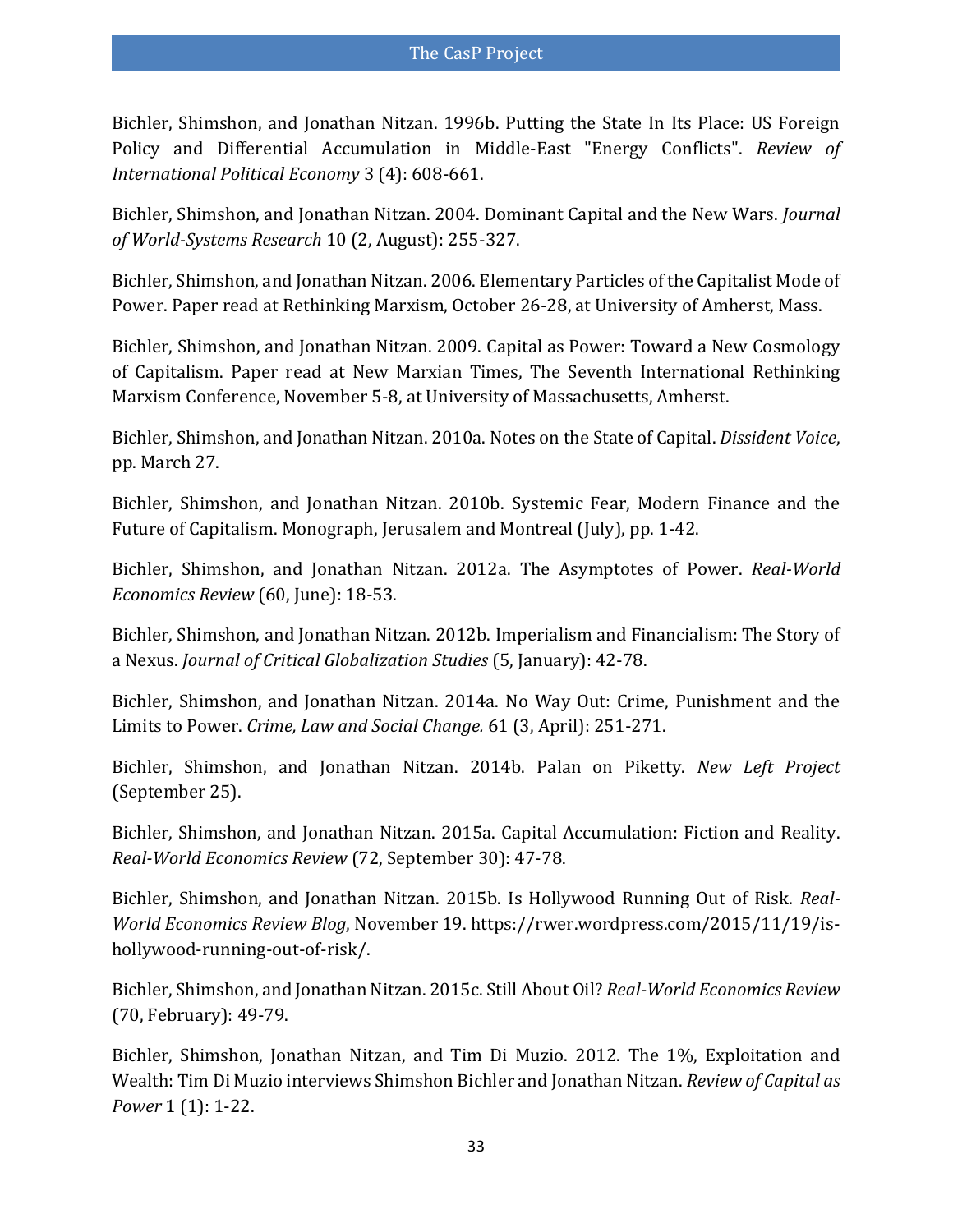Bichler, Shimshon, and Jonathan Nitzan. 1996b. Putting the State In Its Place: US Foreign Policy and Differential Accumulation in Middle-East "Energy Conflicts". *Review of International Political Economy* 3 (4): 608-661.

Bichler, Shimshon, and Jonathan Nitzan. 2004. Dominant Capital and the New Wars. *Journal of World-Systems Research* 10 (2, August): 255-327.

Bichler, Shimshon, and Jonathan Nitzan. 2006. Elementary Particles of the Capitalist Mode of Power. Paper read at Rethinking Marxism, October 26-28, at University of Amherst, Mass.

Bichler, Shimshon, and Jonathan Nitzan. 2009. Capital as Power: Toward a New Cosmology of Capitalism. Paper read at New Marxian Times, The Seventh International Rethinking Marxism Conference, November 5-8, at University of Massachusetts, Amherst.

Bichler, Shimshon, and Jonathan Nitzan. 2010a. Notes on the State of Capital. *Dissident Voice*, pp. March 27.

Bichler, Shimshon, and Jonathan Nitzan. 2010b. Systemic Fear, Modern Finance and the Future of Capitalism. Monograph, Jerusalem and Montreal (July), pp. 1-42.

Bichler, Shimshon, and Jonathan Nitzan. 2012a. The Asymptotes of Power. *Real-World Economics Review* (60, June): 18-53.

Bichler, Shimshon, and Jonathan Nitzan. 2012b. Imperialism and Financialism: The Story of a Nexus. *Journal of Critical Globalization Studies* (5, January): 42-78.

Bichler, Shimshon, and Jonathan Nitzan. 2014a. No Way Out: Crime, Punishment and the Limits to Power. *Crime, Law and Social Change.* 61 (3, April): 251-271.

Bichler, Shimshon, and Jonathan Nitzan. 2014b. Palan on Piketty. *New Left Project* (September 25).

Bichler, Shimshon, and Jonathan Nitzan. 2015a. Capital Accumulation: Fiction and Reality. *Real-World Economics Review* (72, September 30): 47-78.

Bichler, Shimshon, and Jonathan Nitzan. 2015b. Is Hollywood Running Out of Risk. *Real-World Economics Review Blog*, November 19. https://rwer.wordpress.com/2015/11/19/is-hollywood-running-out-of-risk/.

Bichler, Shimshon, and Jonathan Nitzan. 2015c. Still About Oil? *Real-World Economics Review* (70, February): 49-79.

Bichler, Shimshon, Jonathan Nitzan, and Tim Di Muzio. 2012. The 1%, Exploitation and Wealth: Tim Di Muzio interviews Shimshon Bichler and Jonathan Nitzan. *Review of Capital as Power* 1 (1): 1-22.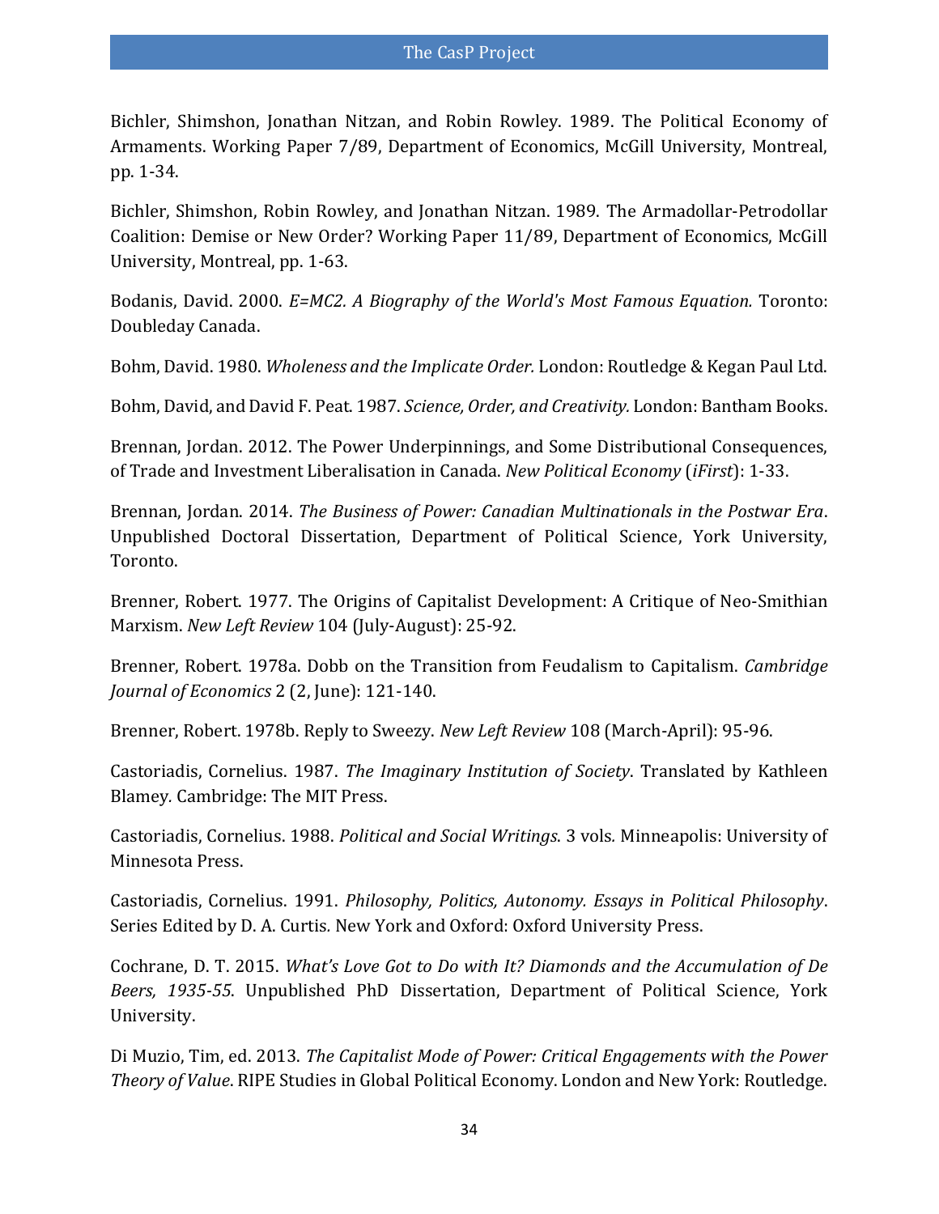Bichler, Shimshon, Jonathan Nitzan, and Robin Rowley. 1989. The Political Economy of Armaments. Working Paper 7/89, Department of Economics, McGill University, Montreal, pp. 1-34.

Bichler, Shimshon, Robin Rowley, and Jonathan Nitzan. 1989. The Armadollar-Petrodollar Coalition: Demise or New Order? Working Paper 11/89, Department of Economics, McGill University, Montreal, pp. 1-63.

Bodanis, David. 2000. *E=MC2. A Biography of the World's Most Famous Equation.* Toronto: Doubleday Canada.

Bohm, David. 1980. *Wholeness and the Implicate Order.* London: Routledge & Kegan Paul Ltd.

Bohm, David, and David F. Peat. 1987. *Science, Order, and Creativity.* London: Bantham Books.

Brennan, Jordan. 2012. The Power Underpinnings, and Some Distributional Consequences, of Trade and Investment Liberalisation in Canada. *New Political Economy* (*iFirst*): 1-33.

Brennan, Jordan. 2014. *The Business of Power: Canadian Multinationals in the Postwar Era*. Unpublished Doctoral Dissertation, Department of Political Science, York University, Toronto.

Brenner, Robert. 1977. The Origins of Capitalist Development: A Critique of Neo-Smithian Marxism. *New Left Review* 104 (July-August): 25-92.

Brenner, Robert. 1978a. Dobb on the Transition from Feudalism to Capitalism. *Cambridge Journal of Economics* 2 (2, June): 121-140.

Brenner, Robert. 1978b. Reply to Sweezy. *New Left Review* 108 (March-April): 95-96.

Castoriadis, Cornelius. 1987. *The Imaginary Institution of Society*. Translated by Kathleen Blamey. Cambridge: The MIT Press.

Castoriadis, Cornelius. 1988. *Political and Social Writings*. 3 vols. Minneapolis: University of Minnesota Press.

Castoriadis, Cornelius. 1991. *Philosophy, Politics, Autonomy. Essays in Political Philosophy*. Series Edited by D. A. Curtis. New York and Oxford: Oxford University Press.

Cochrane, D. T. 2015. *What's Love Got to Do with It? Diamonds and the Accumulation of De Beers, 1935-55*. Unpublished PhD Dissertation, Department of Political Science, York University.

Di Muzio, Tim, ed. 2013. *The Capitalist Mode of Power: Critical Engagements with the Power Theory of Value*. RIPE Studies in Global Political Economy. London and New York: Routledge.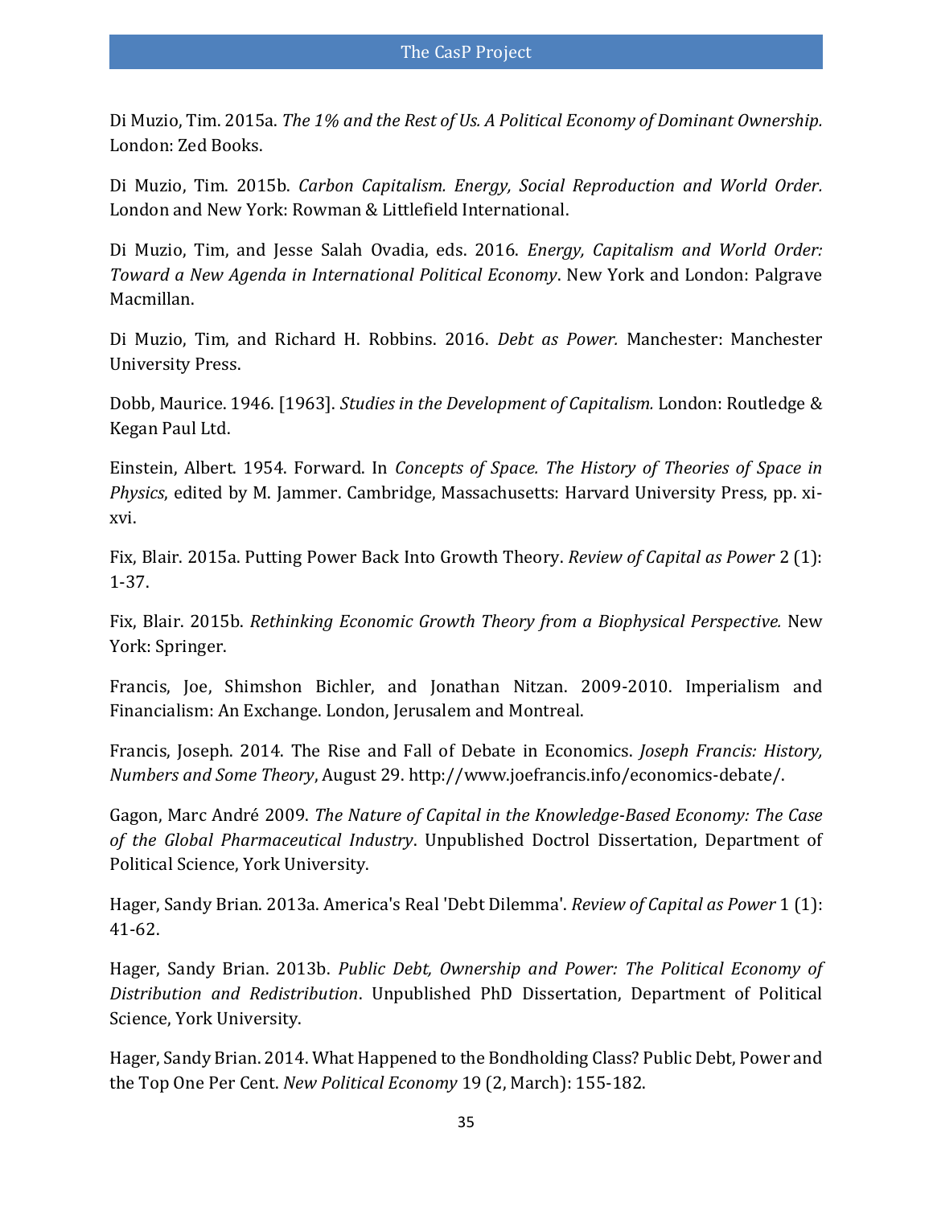Di Muzio, Tim. 2015a. *The 1% and the Rest of Us. A Political Economy of Dominant Ownership.* London: Zed Books.

Di Muzio, Tim. 2015b. *Carbon Capitalism. Energy, Social Reproduction and World Order.* London and New York: Rowman & Littlefield International.

Di Muzio, Tim, and Jesse Salah Ovadia, eds. 2016. *Energy, Capitalism and World Order: Toward a New Agenda in International Political Economy*. New York and London: Palgrave Macmillan.

Di Muzio, Tim, and Richard H. Robbins. 2016. *Debt as Power.* Manchester: Manchester University Press.

Dobb, Maurice. 1946. [1963]. *Studies in the Development of Capitalism.* London: Routledge & Kegan Paul Ltd.

Einstein, Albert. 1954. Forward. In *Concepts of Space. The History of Theories of Space in Physics*, edited by M. Jammer. Cambridge, Massachusetts: Harvard University Press, pp. xi-xvi.

Fix, Blair. 2015a. Putting Power Back Into Growth Theory. *Review of Capital as Power* 2 (1): 1-37.

Fix, Blair. 2015b. *Rethinking Economic Growth Theory from a Biophysical Perspective.* New York: Springer.

Francis, Joe, Shimshon Bichler, and Jonathan Nitzan. 2009-2010. Imperialism and Financialism: An Exchange. London, Jerusalem and Montreal.

Francis, Joseph. 2014. The Rise and Fall of Debate in Economics. *Joseph Francis: History, Numbers and Some Theory*, August 29. http://www.joefrancis.info/economics-debate/.

Gagon, Marc André 2009. *The Nature of Capital in the Knowledge-Based Economy: The Case of the Global Pharmaceutical Industry*. Unpublished Doctrol Dissertation, Department of Political Science, York University.

Hager, Sandy Brian. 2013a. America's Real 'Debt Dilemma'. *Review of Capital as Power* 1 (1): 41-62.

Hager, Sandy Brian. 2013b. *Public Debt, Ownership and Power: The Political Economy of Distribution and Redistribution*. Unpublished PhD Dissertation, Department of Political Science, York University.

Hager, Sandy Brian. 2014. What Happened to the Bondholding Class? Public Debt, Power and the Top One Per Cent. *New Political Economy* 19 (2, March): 155-182.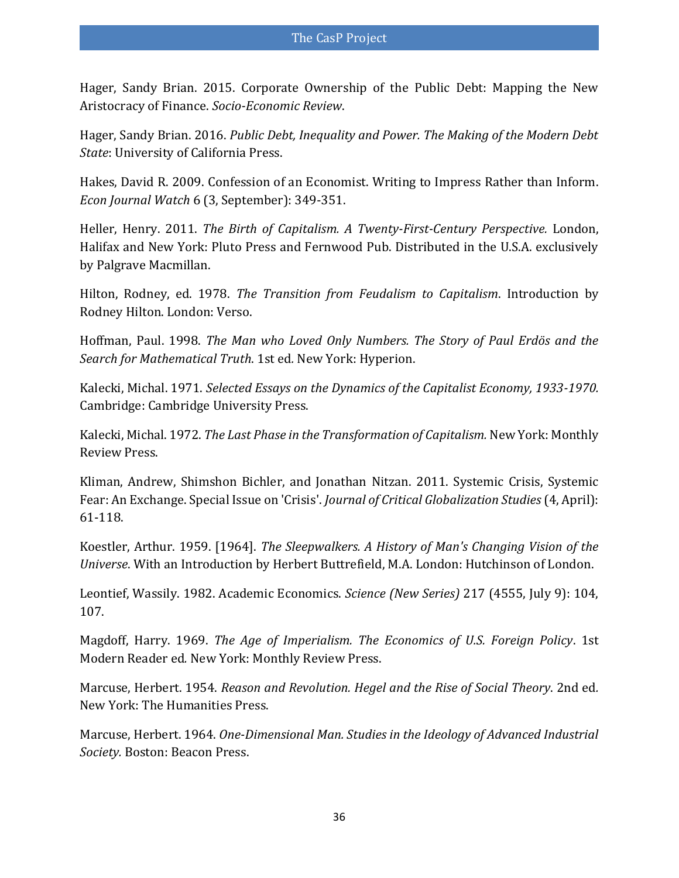Hager, Sandy Brian. 2015. Corporate Ownership of the Public Debt: Mapping the New Aristocracy of Finance. *Socio-Economic Review*.

Hager, Sandy Brian. 2016. *Public Debt, Inequality and Power. The Making of the Modern Debt State*: University of California Press.

Hakes, David R. 2009. Confession of an Economist. Writing to Impress Rather than Inform. *Econ Journal Watch* 6 (3, September): 349-351.

Heller, Henry. 2011. *The Birth of Capitalism. A Twenty-First-Century Perspective.* London, Halifax and New York: Pluto Press and Fernwood Pub. Distributed in the U.S.A. exclusively by Palgrave Macmillan.

Hilton, Rodney, ed. 1978. *The Transition from Feudalism to Capitalism*. Introduction by Rodney Hilton. London: Verso.

Hoffman, Paul. 1998. *The Man who Loved Only Numbers. The Story of Paul Erdös and the Search for Mathematical Truth*. 1st ed. New York: Hyperion.

Kalecki, Michal. 1971. *Selected Essays on the Dynamics of the Capitalist Economy, 1933-1970.* Cambridge: Cambridge University Press.

Kalecki, Michal. 1972. *The Last Phase in the Transformation of Capitalism.* New York: Monthly Review Press.

Kliman, Andrew, Shimshon Bichler, and Jonathan Nitzan. 2011. Systemic Crisis, Systemic Fear: An Exchange. Special Issue on 'Crisis'. *Journal of Critical Globalization Studies* (4, April): 61-118.

Koestler, Arthur. 1959. [1964]. *The Sleepwalkers. A History of Man's Changing Vision of the Universe*. With an Introduction by Herbert Buttrefield, M.A. London: Hutchinson of London.

Leontief, Wassily. 1982. Academic Economics. *Science (New Series)* 217 (4555, July 9): 104, 107.

Magdoff, Harry. 1969. *The Age of Imperialism. The Economics of U.S. Foreign Policy*. 1st Modern Reader ed. New York: Monthly Review Press.

Marcuse, Herbert. 1954. *Reason and Revolution. Hegel and the Rise of Social Theory*. 2nd ed. New York: The Humanities Press.

Marcuse, Herbert. 1964. *One-Dimensional Man. Studies in the Ideology of Advanced Industrial Society.* Boston: Beacon Press.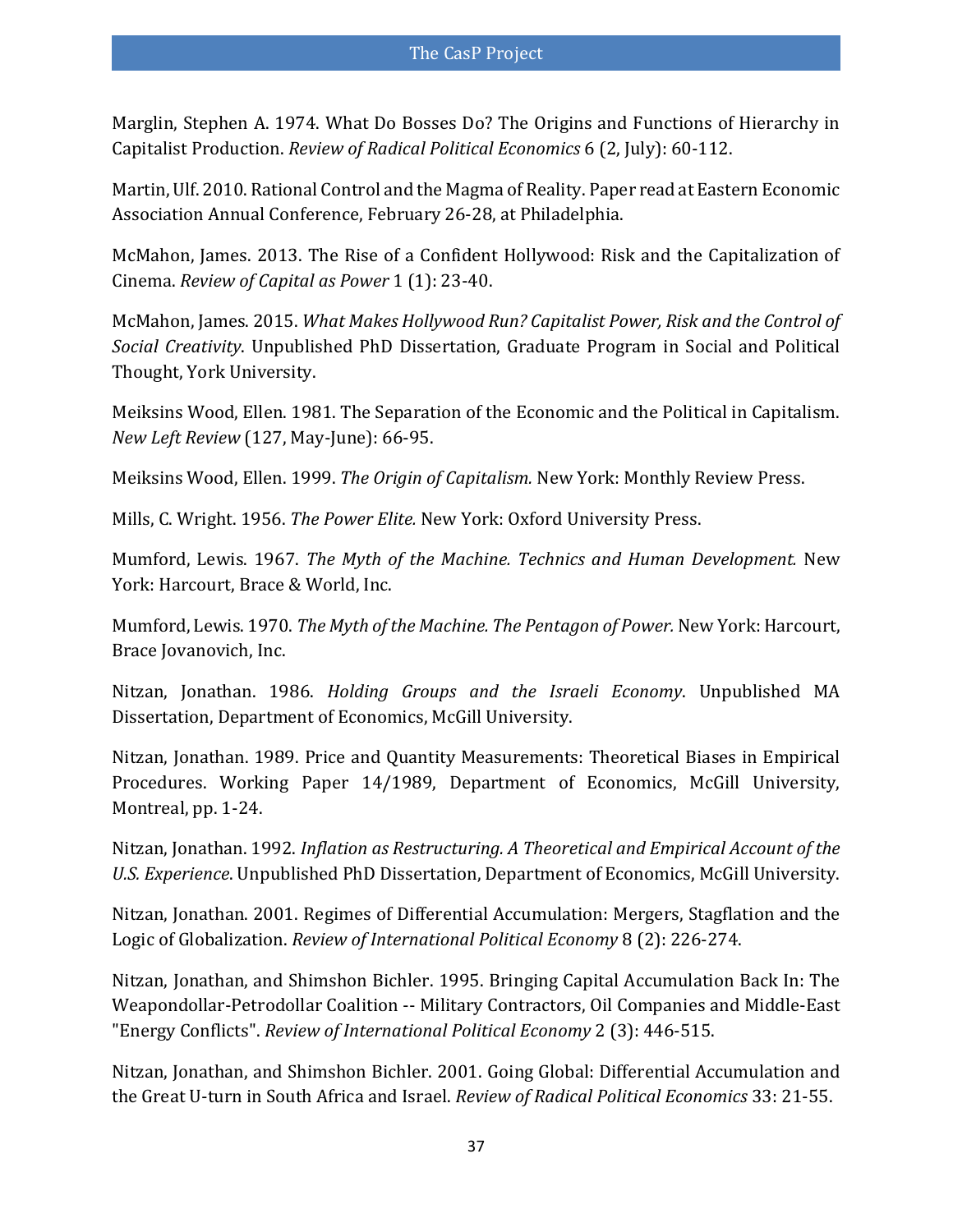Marglin, Stephen A. 1974. What Do Bosses Do? The Origins and Functions of Hierarchy in Capitalist Production. *Review of Radical Political Economics* 6 (2, July): 60-112.

Martin, Ulf. 2010. Rational Control and the Magma of Reality. Paper read at Eastern Economic Association Annual Conference, February 26-28, at Philadelphia.

McMahon, James. 2013. The Rise of a Confident Hollywood: Risk and the Capitalization of Cinema. *Review of Capital as Power* 1 (1): 23-40.

McMahon, James. 2015. *What Makes Hollywood Run? Capitalist Power, Risk and the Control of Social Creativity*. Unpublished PhD Dissertation, Graduate Program in Social and Political Thought, York University.

Meiksins Wood, Ellen. 1981. The Separation of the Economic and the Political in Capitalism. *New Left Review* (127, May-June): 66-95.

Meiksins Wood, Ellen. 1999. *The Origin of Capitalism.* New York: Monthly Review Press.

Mills, C. Wright. 1956. *The Power Elite.* New York: Oxford University Press.

Mumford, Lewis. 1967. *The Myth of the Machine. Technics and Human Development.* New York: Harcourt, Brace & World, Inc.

Mumford, Lewis. 1970. *The Myth of the Machine. The Pentagon of Power.* New York: Harcourt, Brace Jovanovich, Inc.

Nitzan, Jonathan. 1986. *Holding Groups and the Israeli Economy*. Unpublished MA Dissertation, Department of Economics, McGill University.

Nitzan, Jonathan. 1989. Price and Quantity Measurements: Theoretical Biases in Empirical Procedures. Working Paper 14/1989, Department of Economics, McGill University, Montreal, pp. 1-24.

Nitzan, Jonathan. 1992. *Inflation as Restructuring. A Theoretical and Empirical Account of the U.S. Experience*. Unpublished PhD Dissertation, Department of Economics, McGill University.

Nitzan, Jonathan. 2001. Regimes of Differential Accumulation: Mergers, Stagflation and the Logic of Globalization. *Review of International Political Economy* 8 (2): 226-274.

Nitzan, Jonathan, and Shimshon Bichler. 1995. Bringing Capital Accumulation Back In: The Weapondollar-Petrodollar Coalition -- Military Contractors, Oil Companies and Middle-East "Energy Conflicts". *Review of International Political Economy* 2 (3): 446-515.

Nitzan, Jonathan, and Shimshon Bichler. 2001. Going Global: Differential Accumulation and the Great U-turn in South Africa and Israel. *Review of Radical Political Economics* 33: 21-55.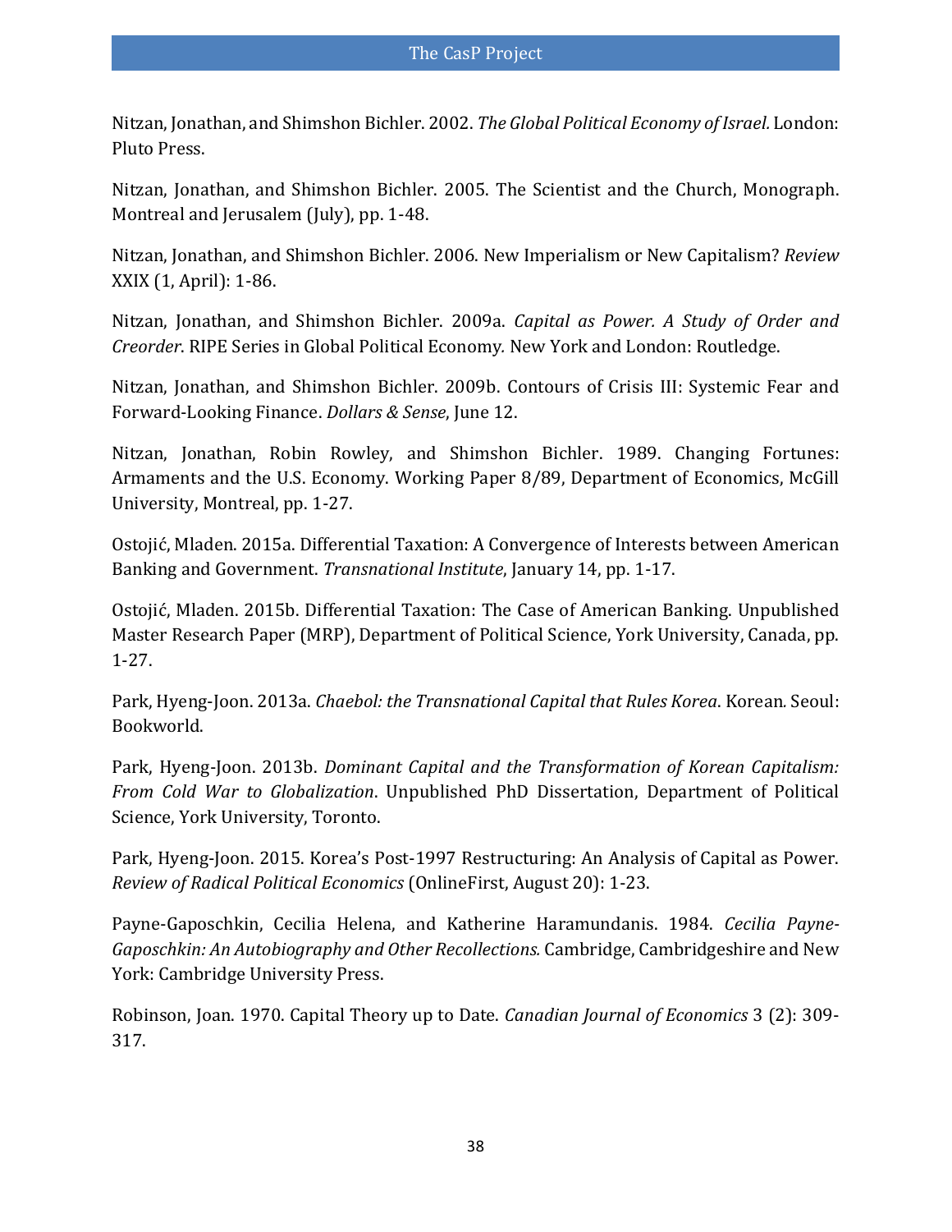Nitzan, Jonathan, and Shimshon Bichler. 2002. *The Global Political Economy of Israel.* London: Pluto Press.

Nitzan, Jonathan, and Shimshon Bichler. 2005. The Scientist and the Church, Monograph. Montreal and Jerusalem (July), pp. 1-48.

Nitzan, Jonathan, and Shimshon Bichler. 2006. New Imperialism or New Capitalism? *Review* XXIX (1, April): 1-86.

Nitzan, Jonathan, and Shimshon Bichler. 2009a. *Capital as Power. A Study of Order and Creorder*. RIPE Series in Global Political Economy. New York and London: Routledge.

Nitzan, Jonathan, and Shimshon Bichler. 2009b. Contours of Crisis III: Systemic Fear and Forward-Looking Finance. *Dollars & Sense*, June 12.

Nitzan, Jonathan, Robin Rowley, and Shimshon Bichler. 1989. Changing Fortunes: Armaments and the U.S. Economy. Working Paper 8/89, Department of Economics, McGill University, Montreal, pp. 1-27.

Ostojić, Mladen. 2015a. Differential Taxation: A Convergence of Interests between American Banking and Government. *Transnational Institute*, January 14, pp. 1-17.

Ostojić, Mladen. 2015b. Differential Taxation: The Case of American Banking. Unpublished Master Research Paper (MRP), Department of Political Science, York University, Canada, pp. 1-27.

Park, Hyeng-Joon. 2013a. *Chaebol: the Transnational Capital that Rules Korea*. Korean. Seoul: Bookworld.

Park, Hyeng-Joon. 2013b. *Dominant Capital and the Transformation of Korean Capitalism: From Cold War to Globalization*. Unpublished PhD Dissertation, Department of Political Science, York University, Toronto.

Park, Hyeng-Joon. 2015. Korea's Post-1997 Restructuring: An Analysis of Capital as Power. *Review of Radical Political Economics* (OnlineFirst, August 20): 1-23.

Payne-Gaposchkin, Cecilia Helena, and Katherine Haramundanis. 1984. *Cecilia Payne-Gaposchkin: An Autobiography and Other Recollections.* Cambridge, Cambridgeshire and New York: Cambridge University Press.

Robinson, Joan. 1970. Capital Theory up to Date. *Canadian Journal of Economics* 3 (2): 309-317.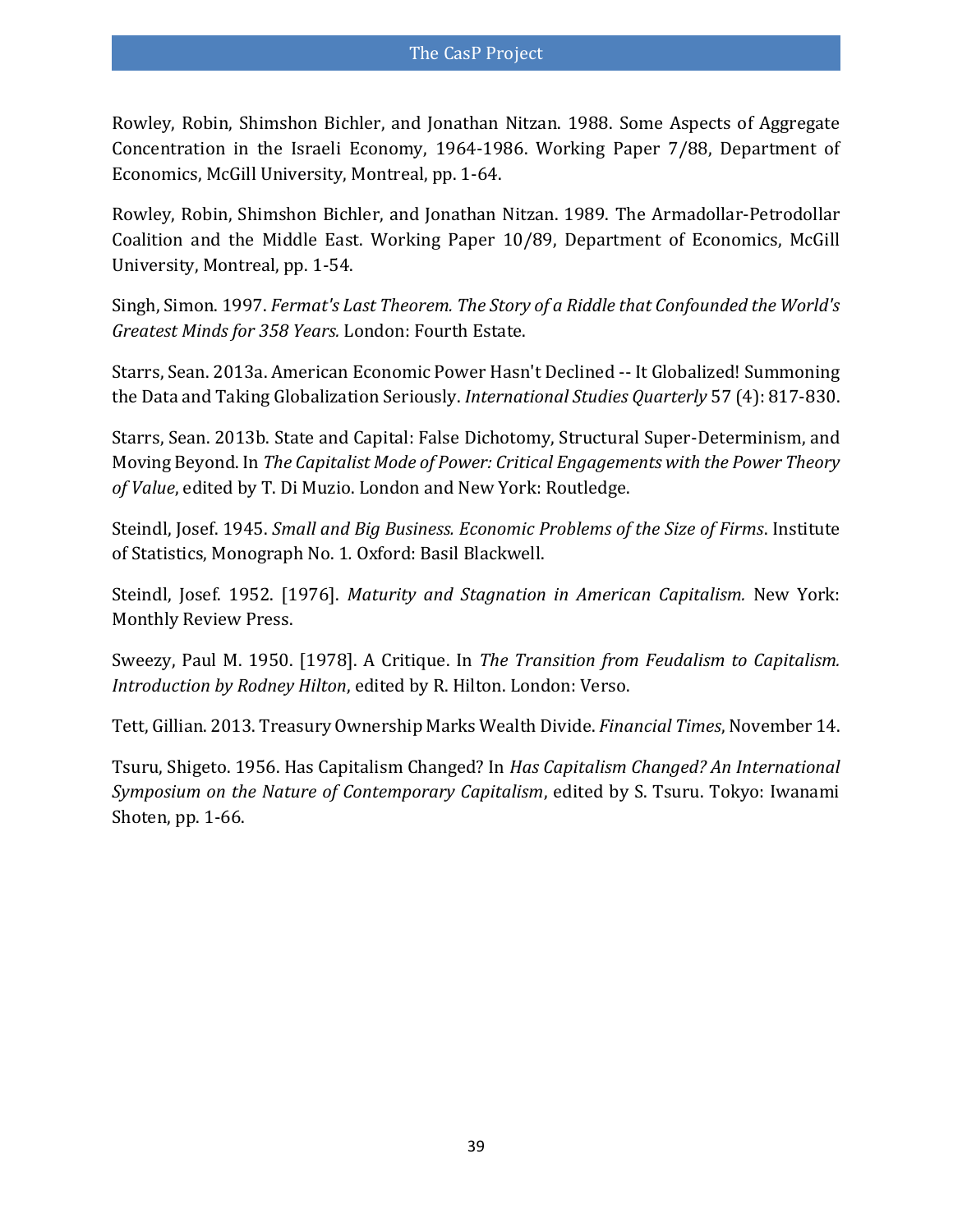Rowley, Robin, Shimshon Bichler, and Jonathan Nitzan. 1988. Some Aspects of Aggregate Concentration in the Israeli Economy, 1964-1986. Working Paper 7/88, Department of Economics, McGill University, Montreal, pp. 1-64.

Rowley, Robin, Shimshon Bichler, and Jonathan Nitzan. 1989. The Armadollar-Petrodollar Coalition and the Middle East. Working Paper 10/89, Department of Economics, McGill University, Montreal, pp. 1-54.

Singh, Simon. 1997. *Fermat's Last Theorem. The Story of a Riddle that Confounded the World's Greatest Minds for 358 Years.* London: Fourth Estate.

Starrs, Sean. 2013a. American Economic Power Hasn't Declined -- It Globalized! Summoning the Data and Taking Globalization Seriously. *International Studies Quarterly* 57 (4): 817-830.

Starrs, Sean. 2013b. State and Capital: False Dichotomy, Structural Super-Determinism, and Moving Beyond. In *The Capitalist Mode of Power: Critical Engagements with the Power Theory of Value*, edited by T. Di Muzio. London and New York: Routledge.

Steindl, Josef. 1945. *Small and Big Business. Economic Problems of the Size of Firms*. Institute of Statistics, Monograph No. 1. Oxford: Basil Blackwell.

Steindl, Josef. 1952. [1976]. *Maturity and Stagnation in American Capitalism.* New York: Monthly Review Press.

Sweezy, Paul M. 1950. [1978]. A Critique. In *The Transition from Feudalism to Capitalism. Introduction by Rodney Hilton*, edited by R. Hilton. London: Verso.

Tett, Gillian. 2013. Treasury Ownership Marks Wealth Divide. *Financial Times*, November 14.

Tsuru, Shigeto. 1956. Has Capitalism Changed? In *Has Capitalism Changed? An International Symposium on the Nature of Contemporary Capitalism*, edited by S. Tsuru. Tokyo: Iwanami Shoten, pp. 1-66.